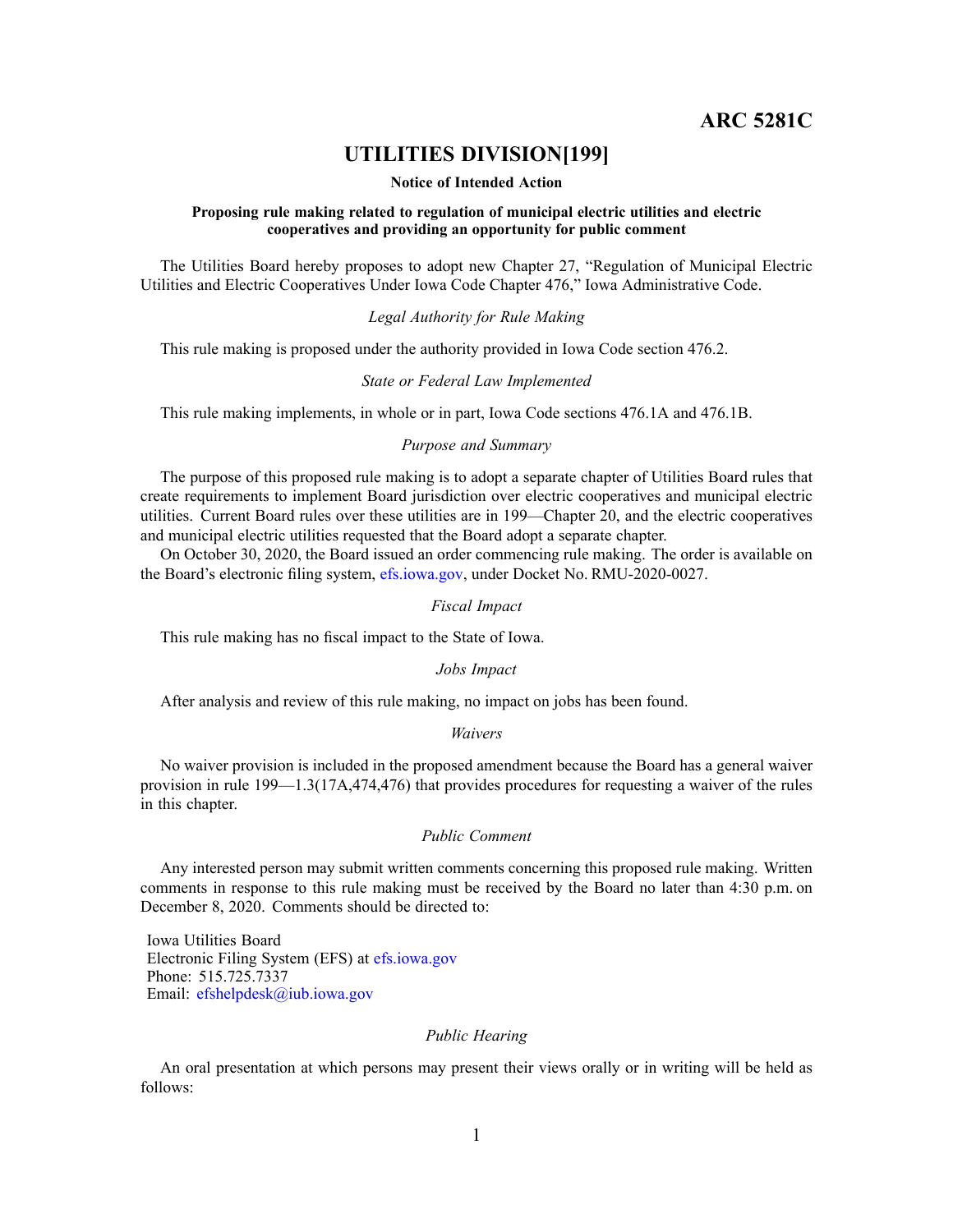**ARC 5281C**

# UTILITIES DIVISION[199]

**Notice of Intended Action**

**Proposing rule making related to regulation of municipal electric utilities and electric cooperatives and providing an opportunity for public comment**

The Utilities Board hereby proposes to adopt new Chapter 27, "Regulation of Municipal Electric Utilities and Electric Cooperatives Under Iowa Code Chapter 476," Iowa Administrative Code.

*Legal Authority for Rule Making*

This rule making is proposed under the authority provided in Iowa Code section 476.2.

*State or Federal Law Implemented*

This rule making implements, in whole or in part, Iowa Code sections 476.1A and 476.1B.

*Purpose and Summary*

The purpose of this proposed rule making is to adopt a separate chapter of Utilities Board rules that create requirements to implement Board jurisdiction over electric cooperatives and municipal electric utilities. Current Board rules over these utilities are in 199—Chapter 20, and the electric cooperatives and municipal electric utilities requested that the Board adopt a separate chapter.

On October 30, 2020, the Board issued an order commencing rule making. The order is available on the Board's electronic filing system, efs.iowa.gov, under Docket No. RMU-2020-0027.

*Fiscal Impact*

This rule making has no fiscal impact to the State of Iowa.

*Jobs Impact*

After analysis and review of this rule making, no impact on jobs has been found.

*Waivers*

No waiver provision is included in the proposed amendment because the Board has a general waiver provision in rule 199—1.3(17A,474,476) that provides procedures for requesting a waiver of the rules in this chapter.

*Public Comment*

Any interested person may submit written comments concerning this proposed rule making. Written comments in response to this rule making must be received by the Board no later than 4:30 p.m. on December 8, 2020. Comments should be directed to:

Iowa Utilities Board
Electronic Filing System (EFS) at efs.iowa.gov
Phone: 515.725.7337
Email: efshelpdesk@iub.iowa.gov

*Public Hearing*

An oral presentation at which persons may present their views orally or in writing will be held as follows: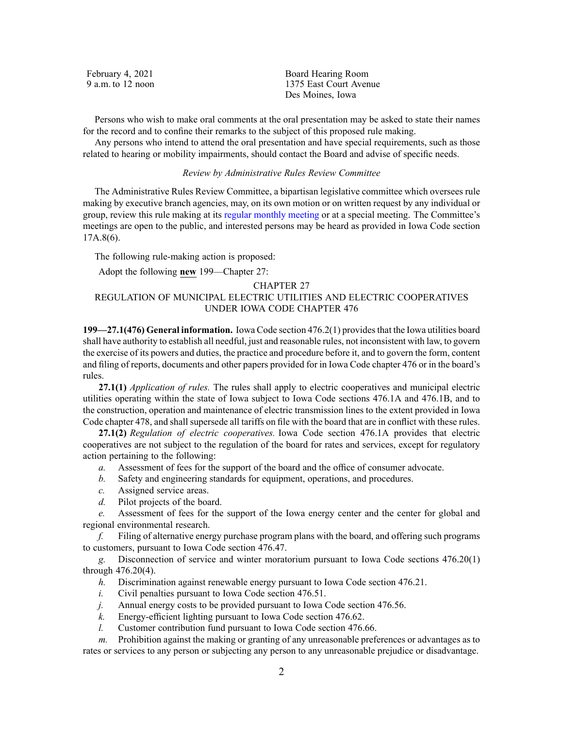February 4, 2021
9 a.m. to 12 noon

Board Hearing Room
1375 East Court Avenue
Des Moines, Iowa

Persons who wish to make oral comments at the oral presentation may be asked to state their names for the record and to confine their remarks to the subject of this proposed rule making.

Any persons who intend to attend the oral presentation and have special requirements, such as those related to hearing or mobility impairments, should contact the Board and advise of specific needs.

*Review by Administrative Rules Review Committee*

The Administrative Rules Review Committee, a bipartisan legislative committee which oversees rule making by executive branch agencies, may, on its own motion or on written request by any individual or group, review this rule making at its regular monthly meeting or at a special meeting. The Committee's meetings are open to the public, and interested persons may be heard as provided in Iowa Code section 17A.8(6).

The following rule-making action is proposed:

Adopt the following **new** 199—Chapter 27:

CHAPTER 27
REGULATION OF MUNICIPAL ELECTRIC UTILITIES AND ELECTRIC COOPERATIVES UNDER IOWA CODE CHAPTER 476

**199—27.1(476) General information.** Iowa Code section 476.2(1) provides that the Iowa utilities board shall have authority to establish all needful, just and reasonable rules, not inconsistent with law, to govern the exercise of its powers and duties, the practice and procedure before it, and to govern the form, content and filing of reports, documents and other papers provided for in Iowa Code chapter 476 or in the board's rules.

**27.1(1)** *Application of rules.* The rules shall apply to electric cooperatives and municipal electric utilities operating within the state of Iowa subject to Iowa Code sections 476.1A and 476.1B, and to the construction, operation and maintenance of electric transmission lines to the extent provided in Iowa Code chapter 478, and shall supersede all tariffs on file with the board that are in conflict with these rules.

**27.1(2)** *Regulation of electric cooperatives.* Iowa Code section 476.1A provides that electric cooperatives are not subject to the regulation of the board for rates and services, except for regulatory action pertaining to the following:

*a.* Assessment of fees for the support of the board and the office of consumer advocate.

*b.* Safety and engineering standards for equipment, operations, and procedures.

*c.* Assigned service areas.

*d.* Pilot projects of the board.

*e.* Assessment of fees for the support of the Iowa energy center and the center for global and regional environmental research.

*f.* Filing of alternative energy purchase program plans with the board, and offering such programs to customers, pursuant to Iowa Code section 476.47.

*g.* Disconnection of service and winter moratorium pursuant to Iowa Code sections 476.20(1) through 476.20(4).

*h.* Discrimination against renewable energy pursuant to Iowa Code section 476.21.

*i.* Civil penalties pursuant to Iowa Code section 476.51.

*j.* Annual energy costs to be provided pursuant to Iowa Code section 476.56.

*k.* Energy-efficient lighting pursuant to Iowa Code section 476.62.

*l.* Customer contribution fund pursuant to Iowa Code section 476.66.

*m.* Prohibition against the making or granting of any unreasonable preferences or advantages as to rates or services to any person or subjecting any person to any unreasonable prejudice or disadvantage.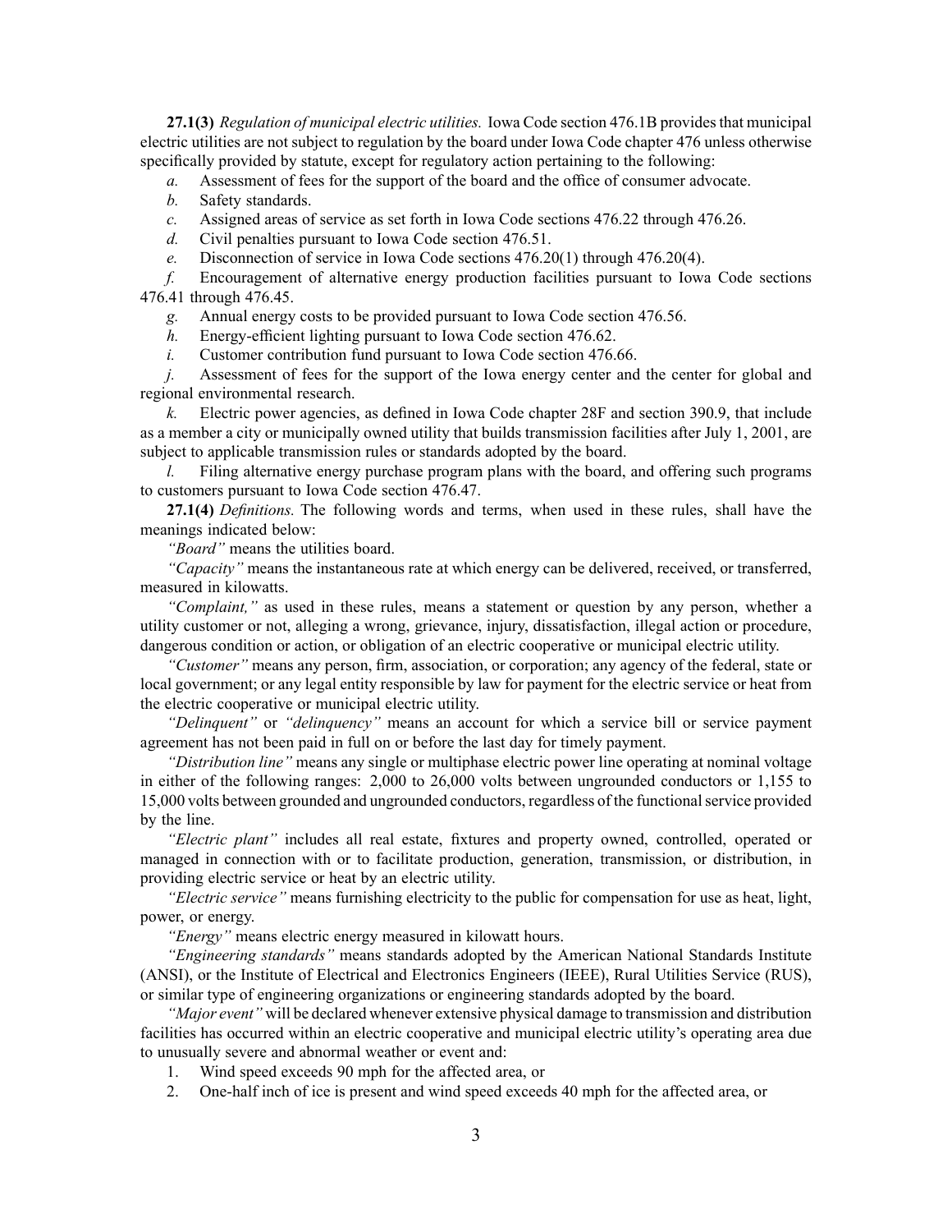**27.1(3)** *Regulation of municipal electric utilities.* Iowa Code section 476.1B provides that municipal electric utilities are not subject to regulation by the board under Iowa Code chapter 476 unless otherwise specifically provided by statute, except for regulatory action pertaining to the following:

*a.* Assessment of fees for the support of the board and the office of consumer advocate.

*b.* Safety standards.

*c.* Assigned areas of service as set forth in Iowa Code sections 476.22 through 476.26.

*d.* Civil penalties pursuant to Iowa Code section 476.51.

*e.* Disconnection of service in Iowa Code sections 476.20(1) through 476.20(4).

*f.* Encouragement of alternative energy production facilities pursuant to Iowa Code sections 476.41 through 476.45.

*g.* Annual energy costs to be provided pursuant to Iowa Code section 476.56.

*h.* Energy-efficient lighting pursuant to Iowa Code section 476.62.

*i.* Customer contribution fund pursuant to Iowa Code section 476.66.

*j.* Assessment of fees for the support of the Iowa energy center and the center for global and regional environmental research.

*k.* Electric power agencies, as defined in Iowa Code chapter 28F and section 390.9, that include as a member a city or municipally owned utility that builds transmission facilities after July 1, 2001, are subject to applicable transmission rules or standards adopted by the board.

*l.* Filing alternative energy purchase program plans with the board, and offering such programs to customers pursuant to Iowa Code section 476.47.

**27.1(4)** *Definitions.* The following words and terms, when used in these rules, shall have the meanings indicated below:

*"Board"* means the utilities board.

*"Capacity"* means the instantaneous rate at which energy can be delivered, received, or transferred, measured in kilowatts.

*"Complaint,"* as used in these rules, means a statement or question by any person, whether a utility customer or not, alleging a wrong, grievance, injury, dissatisfaction, illegal action or procedure, dangerous condition or action, or obligation of an electric cooperative or municipal electric utility.

*"Customer"* means any person, firm, association, or corporation; any agency of the federal, state or local government; or any legal entity responsible by law for payment for the electric service or heat from the electric cooperative or municipal electric utility.

*"Delinquent"* or *"delinquency"* means an account for which a service bill or service payment agreement has not been paid in full on or before the last day for timely payment.

*"Distribution line"* means any single or multiphase electric power line operating at nominal voltage in either of the following ranges: 2,000 to 26,000 volts between ungrounded conductors or 1,155 to 15,000 volts between grounded and ungrounded conductors, regardless of the functional service provided by the line.

*"Electric plant"* includes all real estate, fixtures and property owned, controlled, operated or managed in connection with or to facilitate production, generation, transmission, or distribution, in providing electric service or heat by an electric utility.

*"Electric service"* means furnishing electricity to the public for compensation for use as heat, light, power, or energy.

*"Energy"* means electric energy measured in kilowatt hours.

*"Engineering standards"* means standards adopted by the American National Standards Institute (ANSI), or the Institute of Electrical and Electronics Engineers (IEEE), Rural Utilities Service (RUS), or similar type of engineering organizations or engineering standards adopted by the board.

*"Major event"* will be declared whenever extensive physical damage to transmission and distribution facilities has occurred within an electric cooperative and municipal electric utility's operating area due to unusually severe and abnormal weather or event and:

1. Wind speed exceeds 90 mph for the affected area, or
2. One-half inch of ice is present and wind speed exceeds 40 mph for the affected area, or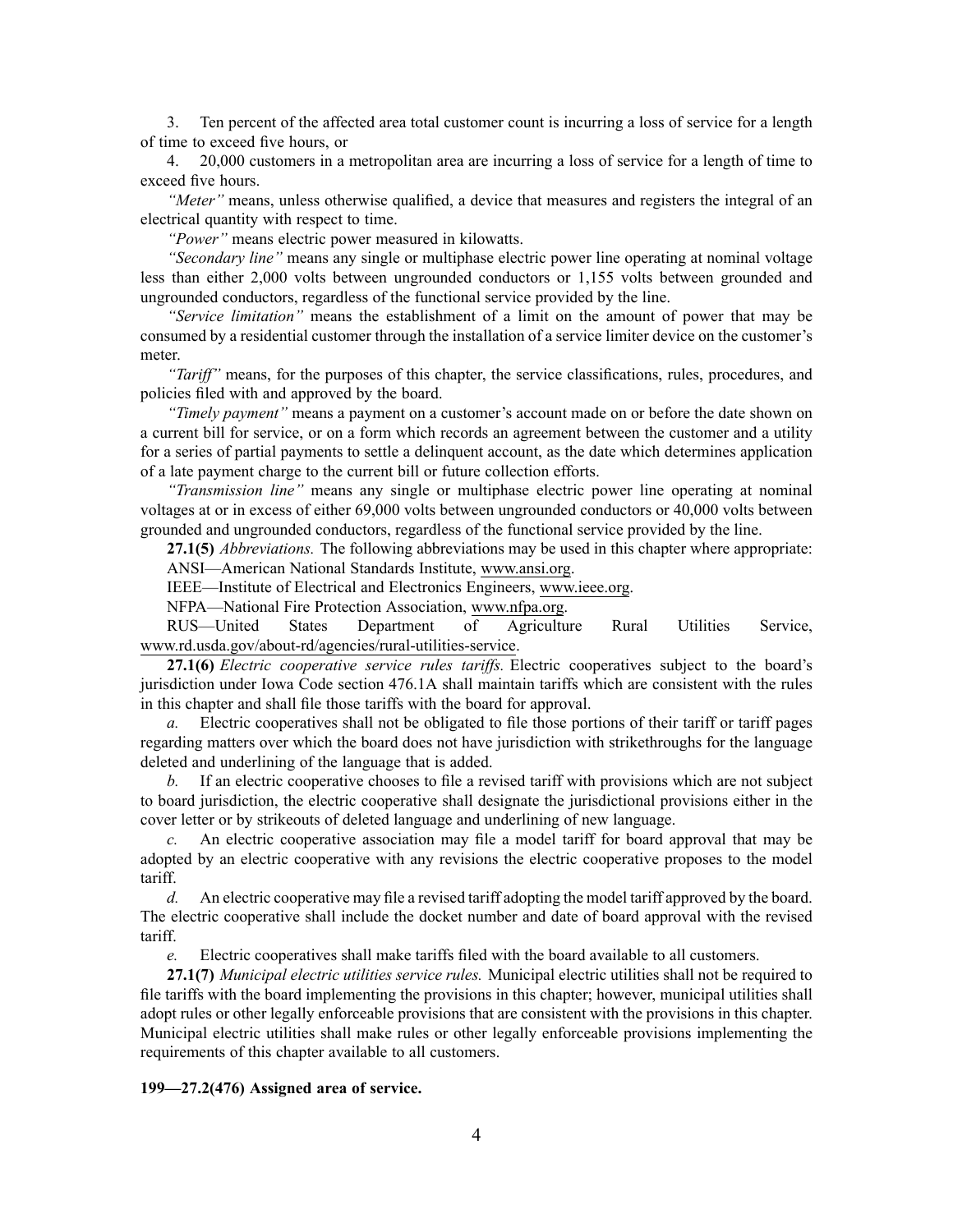3. Ten percent of the affected area total customer count is incurring a loss of service for a length of time to exceed five hours, or

4. 20,000 customers in a metropolitan area are incurring a loss of service for a length of time to exceed five hours.

*"Meter"* means, unless otherwise qualified, a device that measures and registers the integral of an electrical quantity with respect to time.

*"Power"* means electric power measured in kilowatts.

*"Secondary line"* means any single or multiphase electric power line operating at nominal voltage less than either 2,000 volts between ungrounded conductors or 1,155 volts between grounded and ungrounded conductors, regardless of the functional service provided by the line.

*"Service limitation"* means the establishment of a limit on the amount of power that may be consumed by a residential customer through the installation of a service limiter device on the customer's meter.

*"Tariff"* means, for the purposes of this chapter, the service classifications, rules, procedures, and policies filed with and approved by the board.

*"Timely payment"* means a payment on a customer's account made on or before the date shown on a current bill for service, or on a form which records an agreement between the customer and a utility for a series of partial payments to settle a delinquent account, as the date which determines application of a late payment charge to the current bill or future collection efforts.

*"Transmission line"* means any single or multiphase electric power line operating at nominal voltages at or in excess of either 69,000 volts between ungrounded conductors or 40,000 volts between grounded and ungrounded conductors, regardless of the functional service provided by the line.

**27.1(5)** *Abbreviations.* The following abbreviations may be used in this chapter where appropriate:

ANSI—American National Standards Institute, www.ansi.org.

IEEE—Institute of Electrical and Electronics Engineers, www.ieee.org.

NFPA—National Fire Protection Association, www.nfpa.org.

RUS—United States Department of Agriculture Rural Utilities Service, www.rd.usda.gov/about-rd/agencies/rural-utilities-service.

**27.1(6)** *Electric cooperative service rules tariffs.* Electric cooperatives subject to the board's jurisdiction under Iowa Code section 476.1A shall maintain tariffs which are consistent with the rules in this chapter and shall file those tariffs with the board for approval.

*a.* Electric cooperatives shall not be obligated to file those portions of their tariff or tariff pages regarding matters over which the board does not have jurisdiction with strikethroughs for the language deleted and underlining of the language that is added.

*b.* If an electric cooperative chooses to file a revised tariff with provisions which are not subject to board jurisdiction, the electric cooperative shall designate the jurisdictional provisions either in the cover letter or by strikeouts of deleted language and underlining of new language.

*c.* An electric cooperative association may file a model tariff for board approval that may be adopted by an electric cooperative with any revisions the electric cooperative proposes to the model tariff.

*d.* An electric cooperative may file a revised tariff adopting the model tariff approved by the board. The electric cooperative shall include the docket number and date of board approval with the revised tariff.

*e.* Electric cooperatives shall make tariffs filed with the board available to all customers.

**27.1(7)** *Municipal electric utilities service rules.* Municipal electric utilities shall not be required to file tariffs with the board implementing the provisions in this chapter; however, municipal utilities shall adopt rules or other legally enforceable provisions that are consistent with the provisions in this chapter. Municipal electric utilities shall make rules or other legally enforceable provisions implementing the requirements of this chapter available to all customers.

**199—27.2(476) Assigned area of service.**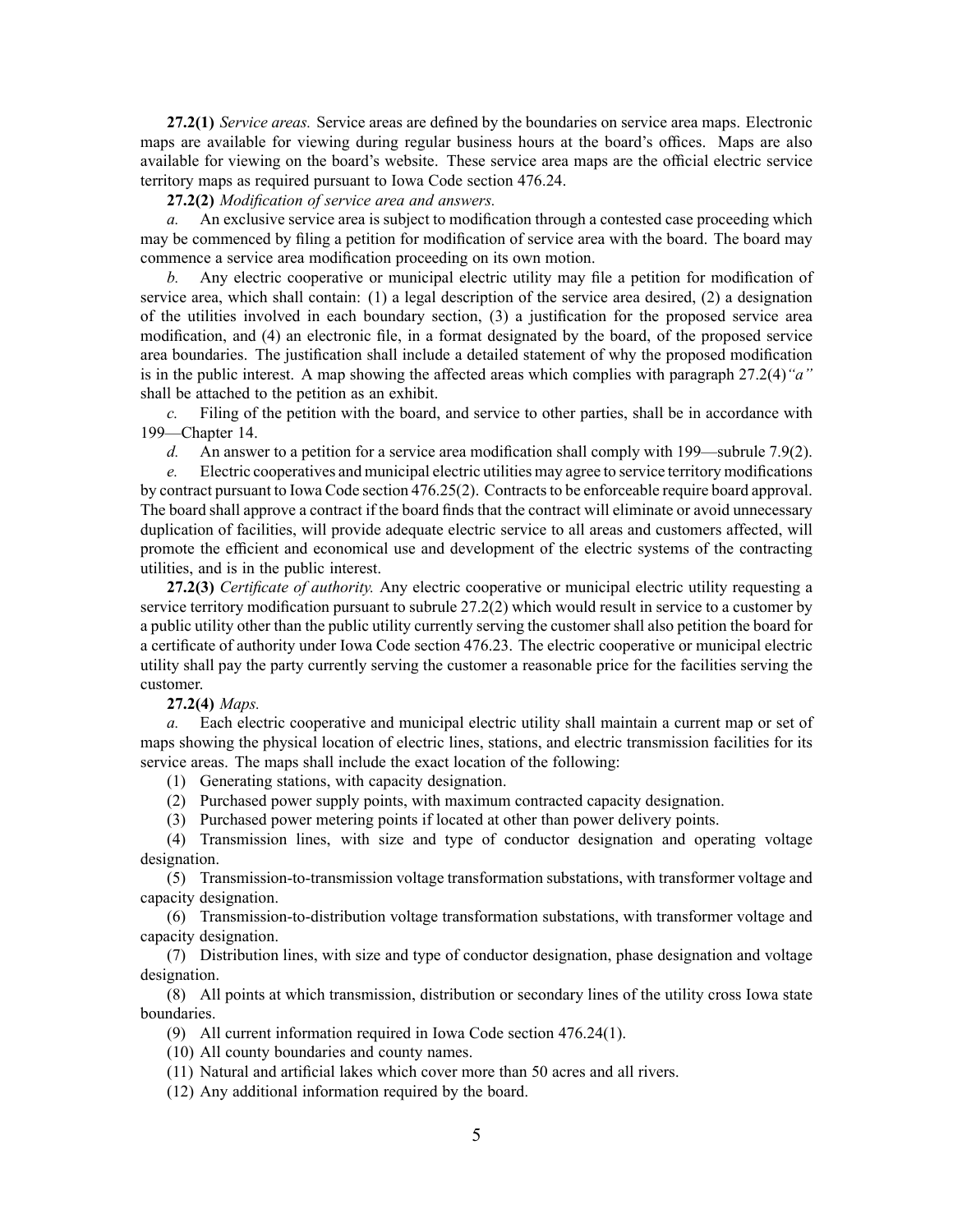**27.2(1)** *Service areas.* Service areas are defined by the boundaries on service area maps. Electronic maps are available for viewing during regular business hours at the board's offices. Maps are also available for viewing on the board's website. These service area maps are the official electric service territory maps as required pursuant to Iowa Code section 476.24.

**27.2(2)** *Modification of service area and answers.*

*a.* An exclusive service area is subject to modification through a contested case proceeding which may be commenced by filing a petition for modification of service area with the board. The board may commence a service area modification proceeding on its own motion.

*b.* Any electric cooperative or municipal electric utility may file a petition for modification of service area, which shall contain: (1) a legal description of the service area desired, (2) a designation of the utilities involved in each boundary section, (3) a justification for the proposed service area modification, and (4) an electronic file, in a format designated by the board, of the proposed service area boundaries. The justification shall include a detailed statement of why the proposed modification is in the public interest. A map showing the affected areas which complies with paragraph 27.2(4)*"a"* shall be attached to the petition as an exhibit.

*c.* Filing of the petition with the board, and service to other parties, shall be in accordance with 199—Chapter 14.

*d.* An answer to a petition for a service area modification shall comply with 199—subrule 7.9(2).

*e.* Electric cooperatives and municipal electric utilities may agree to service territory modifications by contract pursuant to Iowa Code section 476.25(2). Contracts to be enforceable require board approval. The board shall approve a contract if the board finds that the contract will eliminate or avoid unnecessary duplication of facilities, will provide adequate electric service to all areas and customers affected, will promote the efficient and economical use and development of the electric systems of the contracting utilities, and is in the public interest.

**27.2(3)** *Certificate of authority.* Any electric cooperative or municipal electric utility requesting a service territory modification pursuant to subrule 27.2(2) which would result in service to a customer by a public utility other than the public utility currently serving the customer shall also petition the board for a certificate of authority under Iowa Code section 476.23. The electric cooperative or municipal electric utility shall pay the party currently serving the customer a reasonable price for the facilities serving the customer.

**27.2(4)** *Maps.*

*a.* Each electric cooperative and municipal electric utility shall maintain a current map or set of maps showing the physical location of electric lines, stations, and electric transmission facilities for its service areas. The maps shall include the exact location of the following:

(1) Generating stations, with capacity designation.

(2) Purchased power supply points, with maximum contracted capacity designation.

(3) Purchased power metering points if located at other than power delivery points.

(4) Transmission lines, with size and type of conductor designation and operating voltage designation.

(5) Transmission-to-transmission voltage transformation substations, with transformer voltage and capacity designation.

(6) Transmission-to-distribution voltage transformation substations, with transformer voltage and capacity designation.

(7) Distribution lines, with size and type of conductor designation, phase designation and voltage designation.

(8) All points at which transmission, distribution or secondary lines of the utility cross Iowa state boundaries.

(9) All current information required in Iowa Code section 476.24(1).

(10) All county boundaries and county names.

(11) Natural and artificial lakes which cover more than 50 acres and all rivers.

(12) Any additional information required by the board.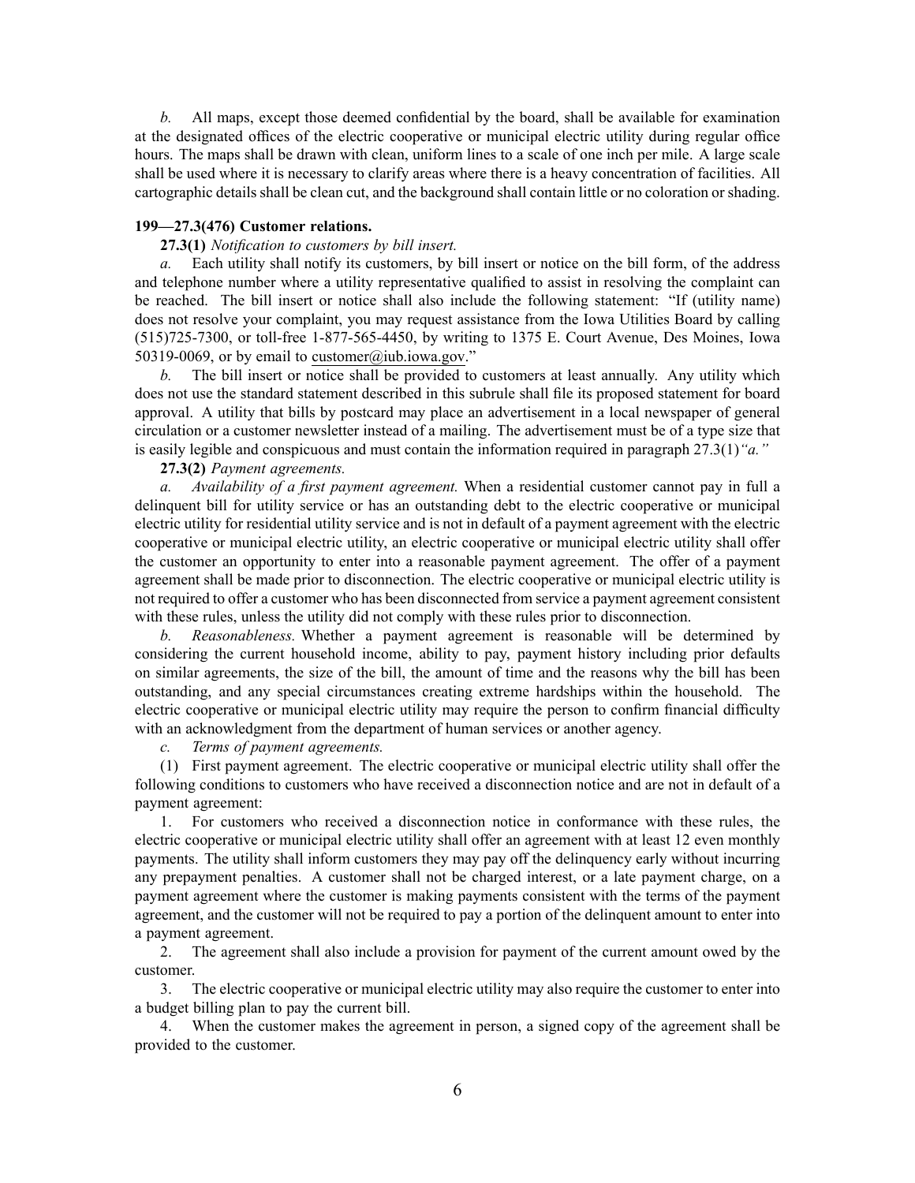*b.* All maps, except those deemed confidential by the board, shall be available for examination at the designated offices of the electric cooperative or municipal electric utility during regular office hours. The maps shall be drawn with clean, uniform lines to a scale of one inch per mile. A large scale shall be used where it is necessary to clarify areas where there is a heavy concentration of facilities. All cartographic details shall be clean cut, and the background shall contain little or no coloration or shading.

**199—27.3(476) Customer relations.**

**27.3(1)** *Notification to customers by bill insert.*

*a.* Each utility shall notify its customers, by bill insert or notice on the bill form, of the address and telephone number where a utility representative qualified to assist in resolving the complaint can be reached. The bill insert or notice shall also include the following statement: "If (utility name) does not resolve your complaint, you may request assistance from the Iowa Utilities Board by calling (515)725-7300, or toll-free 1-877-565-4450, by writing to 1375 E. Court Avenue, Des Moines, Iowa 50319-0069, or by email to customer@iub.iowa.gov."

*b.* The bill insert or notice shall be provided to customers at least annually. Any utility which does not use the standard statement described in this subrule shall file its proposed statement for board approval. A utility that bills by postcard may place an advertisement in a local newspaper of general circulation or a customer newsletter instead of a mailing. The advertisement must be of a type size that is easily legible and conspicuous and must contain the information required in paragraph 27.3(1)*"a."*

**27.3(2)** *Payment agreements.*

*a. Availability of a first payment agreement.* When a residential customer cannot pay in full a delinquent bill for utility service or has an outstanding debt to the electric cooperative or municipal electric utility for residential utility service and is not in default of a payment agreement with the electric cooperative or municipal electric utility, an electric cooperative or municipal electric utility shall offer the customer an opportunity to enter into a reasonable payment agreement. The offer of a payment agreement shall be made prior to disconnection. The electric cooperative or municipal electric utility is not required to offer a customer who has been disconnected from service a payment agreement consistent with these rules, unless the utility did not comply with these rules prior to disconnection.

*b. Reasonableness.* Whether a payment agreement is reasonable will be determined by considering the current household income, ability to pay, payment history including prior defaults on similar agreements, the size of the bill, the amount of time and the reasons why the bill has been outstanding, and any special circumstances creating extreme hardships within the household. The electric cooperative or municipal electric utility may require the person to confirm financial difficulty with an acknowledgment from the department of human services or another agency.

*c. Terms of payment agreements.*

(1) First payment agreement. The electric cooperative or municipal electric utility shall offer the following conditions to customers who have received a disconnection notice and are not in default of a payment agreement:

1. For customers who received a disconnection notice in conformance with these rules, the electric cooperative or municipal electric utility shall offer an agreement with at least 12 even monthly payments. The utility shall inform customers they may pay off the delinquency early without incurring any prepayment penalties. A customer shall not be charged interest, or a late payment charge, on a payment agreement where the customer is making payments consistent with the terms of the payment agreement, and the customer will not be required to pay a portion of the delinquent amount to enter into a payment agreement.

2. The agreement shall also include a provision for payment of the current amount owed by the customer.

3. The electric cooperative or municipal electric utility may also require the customer to enter into a budget billing plan to pay the current bill.

4. When the customer makes the agreement in person, a signed copy of the agreement shall be provided to the customer.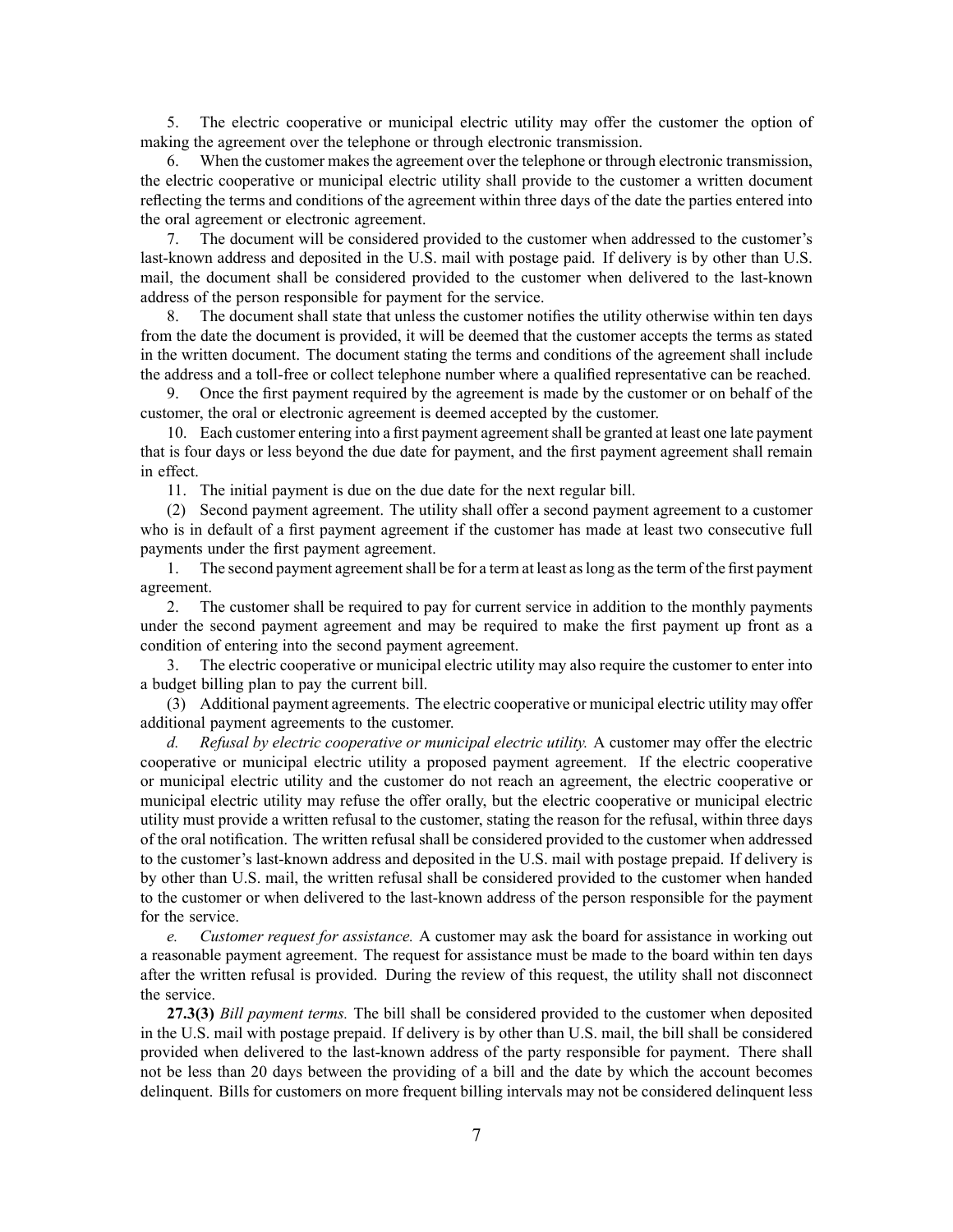5. The electric cooperative or municipal electric utility may offer the customer the option of making the agreement over the telephone or through electronic transmission.

6. When the customer makes the agreement over the telephone or through electronic transmission, the electric cooperative or municipal electric utility shall provide to the customer a written document reflecting the terms and conditions of the agreement within three days of the date the parties entered into the oral agreement or electronic agreement.

7. The document will be considered provided to the customer when addressed to the customer's last-known address and deposited in the U.S. mail with postage paid. If delivery is by other than U.S. mail, the document shall be considered provided to the customer when delivered to the last-known address of the person responsible for payment for the service.

8. The document shall state that unless the customer notifies the utility otherwise within ten days from the date the document is provided, it will be deemed that the customer accepts the terms as stated in the written document. The document stating the terms and conditions of the agreement shall include the address and a toll-free or collect telephone number where a qualified representative can be reached.

9. Once the first payment required by the agreement is made by the customer or on behalf of the customer, the oral or electronic agreement is deemed accepted by the customer.

10. Each customer entering into a first payment agreement shall be granted at least one late payment that is four days or less beyond the due date for payment, and the first payment agreement shall remain in effect.

11. The initial payment is due on the due date for the next regular bill.

(2) Second payment agreement. The utility shall offer a second payment agreement to a customer who is in default of a first payment agreement if the customer has made at least two consecutive full payments under the first payment agreement.

1. The second payment agreement shall be for a term at least as long as the term of the first payment agreement.

2. The customer shall be required to pay for current service in addition to the monthly payments under the second payment agreement and may be required to make the first payment up front as a condition of entering into the second payment agreement.

3. The electric cooperative or municipal electric utility may also require the customer to enter into a budget billing plan to pay the current bill.

(3) Additional payment agreements. The electric cooperative or municipal electric utility may offer additional payment agreements to the customer.

*d. Refusal by electric cooperative or municipal electric utility.* A customer may offer the electric cooperative or municipal electric utility a proposed payment agreement. If the electric cooperative or municipal electric utility and the customer do not reach an agreement, the electric cooperative or municipal electric utility may refuse the offer orally, but the electric cooperative or municipal electric utility must provide a written refusal to the customer, stating the reason for the refusal, within three days of the oral notification. The written refusal shall be considered provided to the customer when addressed to the customer's last-known address and deposited in the U.S. mail with postage prepaid. If delivery is by other than U.S. mail, the written refusal shall be considered provided to the customer when handed to the customer or when delivered to the last-known address of the person responsible for the payment for the service.

*e. Customer request for assistance.* A customer may ask the board for assistance in working out a reasonable payment agreement. The request for assistance must be made to the board within ten days after the written refusal is provided. During the review of this request, the utility shall not disconnect the service.

**27.3(3)** *Bill payment terms.* The bill shall be considered provided to the customer when deposited in the U.S. mail with postage prepaid. If delivery is by other than U.S. mail, the bill shall be considered provided when delivered to the last-known address of the party responsible for payment. There shall not be less than 20 days between the providing of a bill and the date by which the account becomes delinquent. Bills for customers on more frequent billing intervals may not be considered delinquent less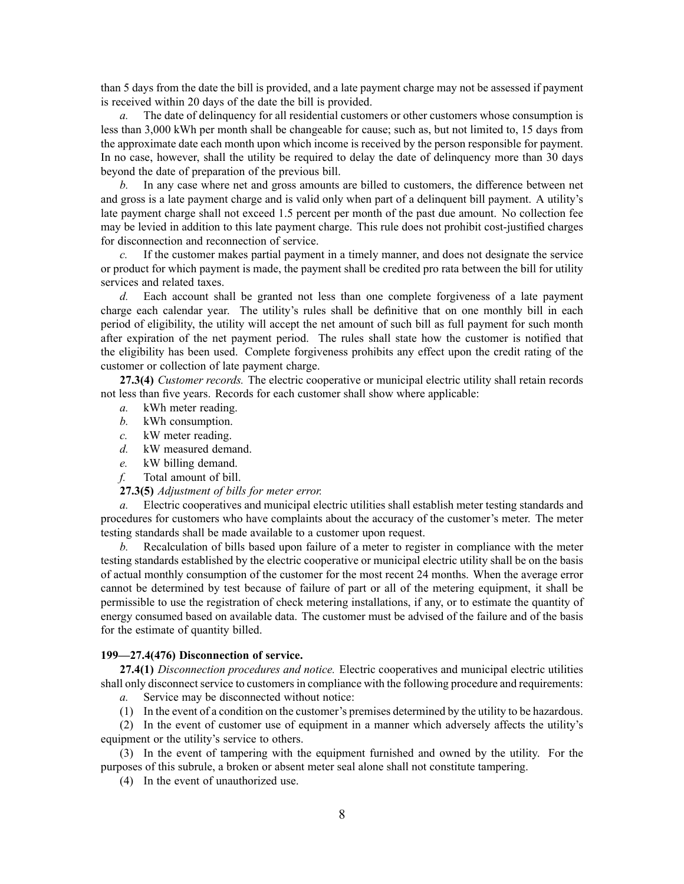than 5 days from the date the bill is provided, and a late payment charge may not be assessed if payment is received within 20 days of the date the bill is provided.

*a.* The date of delinquency for all residential customers or other customers whose consumption is less than 3,000 kWh per month shall be changeable for cause; such as, but not limited to, 15 days from the approximate date each month upon which income is received by the person responsible for payment. In no case, however, shall the utility be required to delay the date of delinquency more than 30 days beyond the date of preparation of the previous bill.

*b.* In any case where net and gross amounts are billed to customers, the difference between net and gross is a late payment charge and is valid only when part of a delinquent bill payment. A utility's late payment charge shall not exceed 1.5 percent per month of the past due amount. No collection fee may be levied in addition to this late payment charge. This rule does not prohibit cost-justified charges for disconnection and reconnection of service.

*c.* If the customer makes partial payment in a timely manner, and does not designate the service or product for which payment is made, the payment shall be credited pro rata between the bill for utility services and related taxes.

*d.* Each account shall be granted not less than one complete forgiveness of a late payment charge each calendar year. The utility's rules shall be definitive that on one monthly bill in each period of eligibility, the utility will accept the net amount of such bill as full payment for such month after expiration of the net payment period. The rules shall state how the customer is notified that the eligibility has been used. Complete forgiveness prohibits any effect upon the credit rating of the customer or collection of late payment charge.

**27.3(4)** *Customer records.* The electric cooperative or municipal electric utility shall retain records not less than five years. Records for each customer shall show where applicable:

*a.* kWh meter reading.

*b.* kWh consumption.

*c.* kW meter reading.

*d.* kW measured demand.

*e.* kW billing demand.

*f.* Total amount of bill.

**27.3(5)** *Adjustment of bills for meter error.*

*a.* Electric cooperatives and municipal electric utilities shall establish meter testing standards and procedures for customers who have complaints about the accuracy of the customer's meter. The meter testing standards shall be made available to a customer upon request.

*b.* Recalculation of bills based upon failure of a meter to register in compliance with the meter testing standards established by the electric cooperative or municipal electric utility shall be on the basis of actual monthly consumption of the customer for the most recent 24 months. When the average error cannot be determined by test because of failure of part or all of the metering equipment, it shall be permissible to use the registration of check metering installations, if any, or to estimate the quantity of energy consumed based on available data. The customer must be advised of the failure and of the basis for the estimate of quantity billed.

**199—27.4(476) Disconnection of service.**

**27.4(1)** *Disconnection procedures and notice.* Electric cooperatives and municipal electric utilities shall only disconnect service to customers in compliance with the following procedure and requirements:

*a.* Service may be disconnected without notice:

(1) In the event of a condition on the customer's premises determined by the utility to be hazardous.

(2) In the event of customer use of equipment in a manner which adversely affects the utility's equipment or the utility's service to others.

(3) In the event of tampering with the equipment furnished and owned by the utility. For the purposes of this subrule, a broken or absent meter seal alone shall not constitute tampering.

(4) In the event of unauthorized use.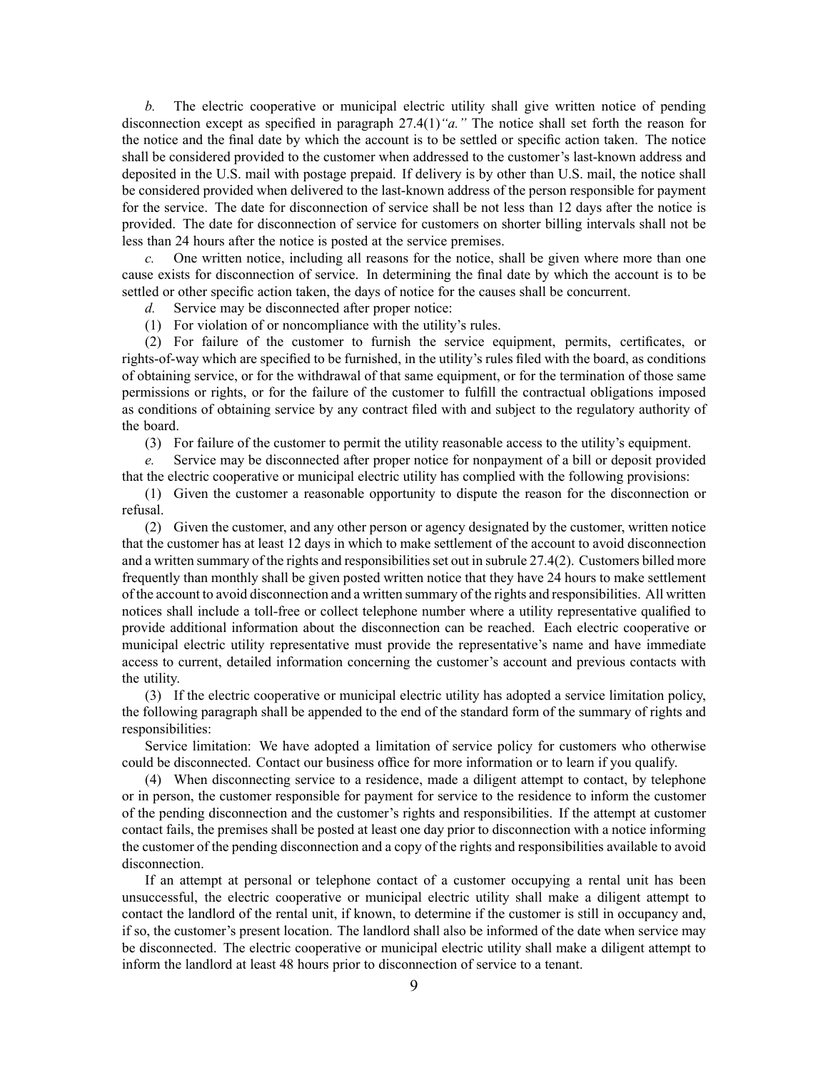*b.* The electric cooperative or municipal electric utility shall give written notice of pending disconnection except as specified in paragraph 27.4(1)*"a."* The notice shall set forth the reason for the notice and the final date by which the account is to be settled or specific action taken. The notice shall be considered provided to the customer when addressed to the customer's last-known address and deposited in the U.S. mail with postage prepaid. If delivery is by other than U.S. mail, the notice shall be considered provided when delivered to the last-known address of the person responsible for payment for the service. The date for disconnection of service shall be not less than 12 days after the notice is provided. The date for disconnection of service for customers on shorter billing intervals shall not be less than 24 hours after the notice is posted at the service premises.

*c.* One written notice, including all reasons for the notice, shall be given where more than one cause exists for disconnection of service. In determining the final date by which the account is to be settled or other specific action taken, the days of notice for the causes shall be concurrent.

*d.* Service may be disconnected after proper notice:

(1) For violation of or noncompliance with the utility's rules.

(2) For failure of the customer to furnish the service equipment, permits, certificates, or rights-of-way which are specified to be furnished, in the utility's rules filed with the board, as conditions of obtaining service, or for the withdrawal of that same equipment, or for the termination of those same permissions or rights, or for the failure of the customer to fulfill the contractual obligations imposed as conditions of obtaining service by any contract filed with and subject to the regulatory authority of the board.

(3) For failure of the customer to permit the utility reasonable access to the utility's equipment.

*e.* Service may be disconnected after proper notice for nonpayment of a bill or deposit provided that the electric cooperative or municipal electric utility has complied with the following provisions:

(1) Given the customer a reasonable opportunity to dispute the reason for the disconnection or refusal.

(2) Given the customer, and any other person or agency designated by the customer, written notice that the customer has at least 12 days in which to make settlement of the account to avoid disconnection and a written summary of the rights and responsibilities set out in subrule 27.4(2). Customers billed more frequently than monthly shall be given posted written notice that they have 24 hours to make settlement of the account to avoid disconnection and a written summary of the rights and responsibilities. All written notices shall include a toll-free or collect telephone number where a utility representative qualified to provide additional information about the disconnection can be reached. Each electric cooperative or municipal electric utility representative must provide the representative's name and have immediate access to current, detailed information concerning the customer's account and previous contacts with the utility.

(3) If the electric cooperative or municipal electric utility has adopted a service limitation policy, the following paragraph shall be appended to the end of the standard form of the summary of rights and responsibilities:

Service limitation: We have adopted a limitation of service policy for customers who otherwise could be disconnected. Contact our business office for more information or to learn if you qualify.

(4) When disconnecting service to a residence, made a diligent attempt to contact, by telephone or in person, the customer responsible for payment for service to the residence to inform the customer of the pending disconnection and the customer's rights and responsibilities. If the attempt at customer contact fails, the premises shall be posted at least one day prior to disconnection with a notice informing the customer of the pending disconnection and a copy of the rights and responsibilities available to avoid disconnection.

If an attempt at personal or telephone contact of a customer occupying a rental unit has been unsuccessful, the electric cooperative or municipal electric utility shall make a diligent attempt to contact the landlord of the rental unit, if known, to determine if the customer is still in occupancy and, if so, the customer's present location. The landlord shall also be informed of the date when service may be disconnected. The electric cooperative or municipal electric utility shall make a diligent attempt to inform the landlord at least 48 hours prior to disconnection of service to a tenant.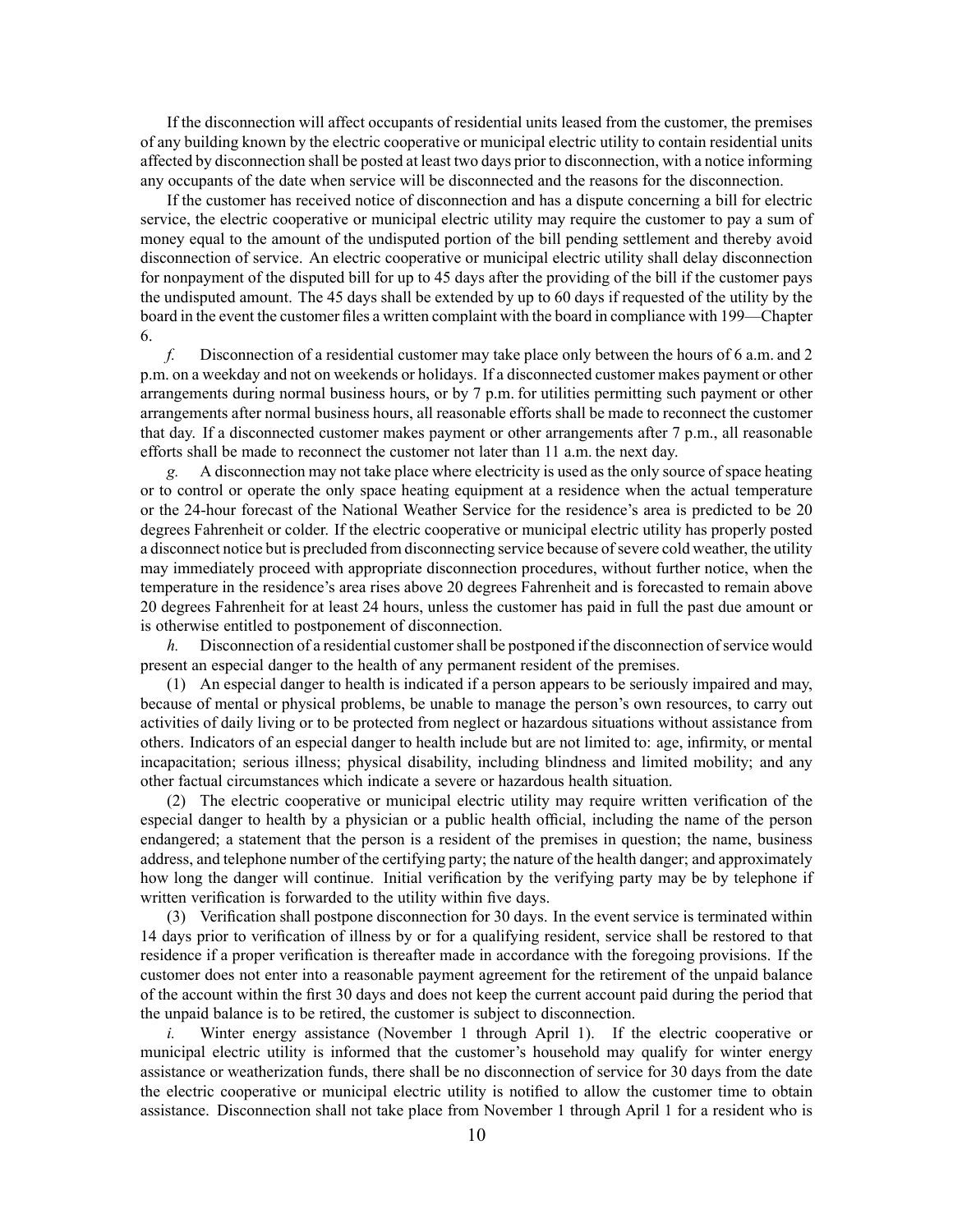If the disconnection will affect occupants of residential units leased from the customer, the premises of any building known by the electric cooperative or municipal electric utility to contain residential units affected by disconnection shall be posted at least two days prior to disconnection, with a notice informing any occupants of the date when service will be disconnected and the reasons for the disconnection.

If the customer has received notice of disconnection and has a dispute concerning a bill for electric service, the electric cooperative or municipal electric utility may require the customer to pay a sum of money equal to the amount of the undisputed portion of the bill pending settlement and thereby avoid disconnection of service. An electric cooperative or municipal electric utility shall delay disconnection for nonpayment of the disputed bill for up to 45 days after the providing of the bill if the customer pays the undisputed amount. The 45 days shall be extended by up to 60 days if requested of the utility by the board in the event the customer files a written complaint with the board in compliance with 199—Chapter 6.

*f.* Disconnection of a residential customer may take place only between the hours of 6 a.m. and 2 p.m. on a weekday and not on weekends or holidays. If a disconnected customer makes payment or other arrangements during normal business hours, or by 7 p.m. for utilities permitting such payment or other arrangements after normal business hours, all reasonable efforts shall be made to reconnect the customer that day. If a disconnected customer makes payment or other arrangements after 7 p.m., all reasonable efforts shall be made to reconnect the customer not later than 11 a.m. the next day.

*g.* A disconnection may not take place where electricity is used as the only source of space heating or to control or operate the only space heating equipment at a residence when the actual temperature or the 24-hour forecast of the National Weather Service for the residence's area is predicted to be 20 degrees Fahrenheit or colder. If the electric cooperative or municipal electric utility has properly posted a disconnect notice but is precluded from disconnecting service because of severe cold weather, the utility may immediately proceed with appropriate disconnection procedures, without further notice, when the temperature in the residence's area rises above 20 degrees Fahrenheit and is forecasted to remain above 20 degrees Fahrenheit for at least 24 hours, unless the customer has paid in full the past due amount or is otherwise entitled to postponement of disconnection.

*h.* Disconnection of a residential customer shall be postponed if the disconnection of service would present an especial danger to the health of any permanent resident of the premises.

(1) An especial danger to health is indicated if a person appears to be seriously impaired and may, because of mental or physical problems, be unable to manage the person's own resources, to carry out activities of daily living or to be protected from neglect or hazardous situations without assistance from others. Indicators of an especial danger to health include but are not limited to: age, infirmity, or mental incapacitation; serious illness; physical disability, including blindness and limited mobility; and any other factual circumstances which indicate a severe or hazardous health situation.

(2) The electric cooperative or municipal electric utility may require written verification of the especial danger to health by a physician or a public health official, including the name of the person endangered; a statement that the person is a resident of the premises in question; the name, business address, and telephone number of the certifying party; the nature of the health danger; and approximately how long the danger will continue. Initial verification by the verifying party may be by telephone if written verification is forwarded to the utility within five days.

(3) Verification shall postpone disconnection for 30 days. In the event service is terminated within 14 days prior to verification of illness by or for a qualifying resident, service shall be restored to that residence if a proper verification is thereafter made in accordance with the foregoing provisions. If the customer does not enter into a reasonable payment agreement for the retirement of the unpaid balance of the account within the first 30 days and does not keep the current account paid during the period that the unpaid balance is to be retired, the customer is subject to disconnection.

*i.* Winter energy assistance (November 1 through April 1). If the electric cooperative or municipal electric utility is informed that the customer's household may qualify for winter energy assistance or weatherization funds, there shall be no disconnection of service for 30 days from the date the electric cooperative or municipal electric utility is notified to allow the customer time to obtain assistance. Disconnection shall not take place from November 1 through April 1 for a resident who is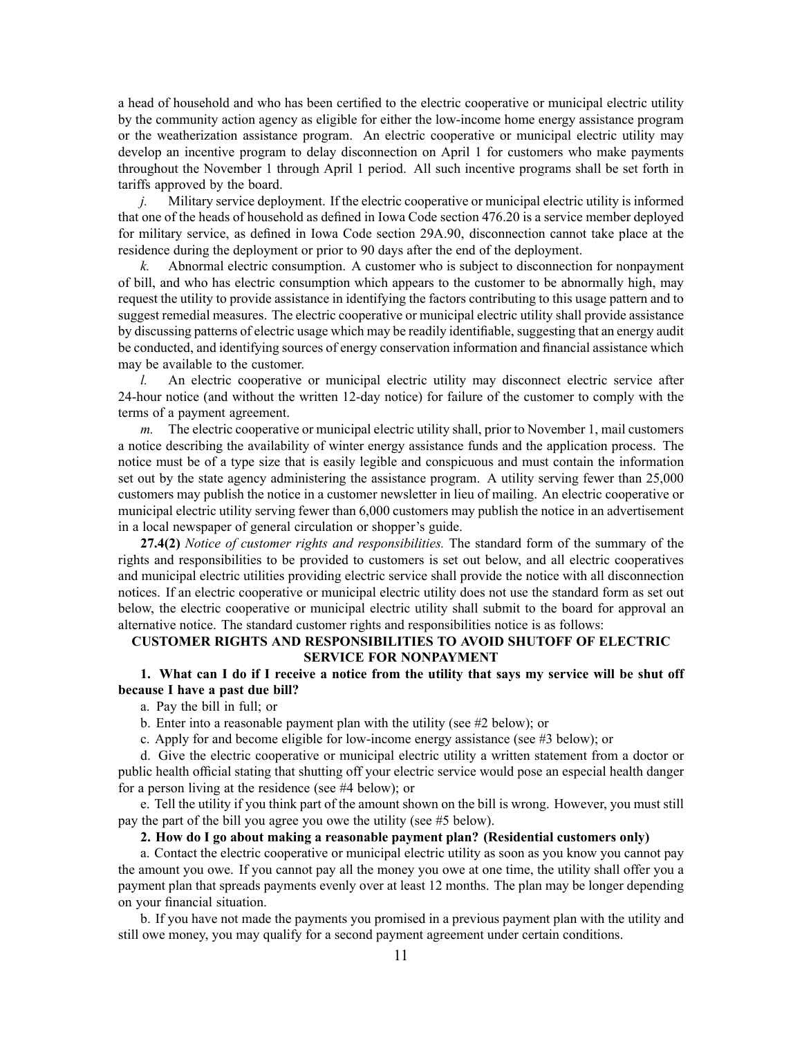a head of household and who has been certified to the electric cooperative or municipal electric utility by the community action agency as eligible for either the low-income home energy assistance program or the weatherization assistance program. An electric cooperative or municipal electric utility may develop an incentive program to delay disconnection on April 1 for customers who make payments throughout the November 1 through April 1 period. All such incentive programs shall be set forth in tariffs approved by the board.

*j.* Military service deployment. If the electric cooperative or municipal electric utility is informed that one of the heads of household as defined in Iowa Code section 476.20 is a service member deployed for military service, as defined in Iowa Code section 29A.90, disconnection cannot take place at the residence during the deployment or prior to 90 days after the end of the deployment.

*k.* Abnormal electric consumption. A customer who is subject to disconnection for nonpayment of bill, and who has electric consumption which appears to the customer to be abnormally high, may request the utility to provide assistance in identifying the factors contributing to this usage pattern and to suggest remedial measures. The electric cooperative or municipal electric utility shall provide assistance by discussing patterns of electric usage which may be readily identifiable, suggesting that an energy audit be conducted, and identifying sources of energy conservation information and financial assistance which may be available to the customer.

*l.* An electric cooperative or municipal electric utility may disconnect electric service after 24-hour notice (and without the written 12-day notice) for failure of the customer to comply with the terms of a payment agreement.

*m.* The electric cooperative or municipal electric utility shall, prior to November 1, mail customers a notice describing the availability of winter energy assistance funds and the application process. The notice must be of a type size that is easily legible and conspicuous and must contain the information set out by the state agency administering the assistance program. A utility serving fewer than 25,000 customers may publish the notice in a customer newsletter in lieu of mailing. An electric cooperative or municipal electric utility serving fewer than 6,000 customers may publish the notice in an advertisement in a local newspaper of general circulation or shopper's guide.

**27.4(2)** *Notice of customer rights and responsibilities.* The standard form of the summary of the rights and responsibilities to be provided to customers is set out below, and all electric cooperatives and municipal electric utilities providing electric service shall provide the notice with all disconnection notices. If an electric cooperative or municipal electric utility does not use the standard form as set out below, the electric cooperative or municipal electric utility shall submit to the board for approval an alternative notice. The standard customer rights and responsibilities notice is as follows:

**CUSTOMER RIGHTS AND RESPONSIBILITIES TO AVOID SHUTOFF OF ELECTRIC SERVICE FOR NONPAYMENT**

**1. What can I do if I receive a notice from the utility that says my service will be shut off because I have a past due bill?**

a. Pay the bill in full; or

b. Enter into a reasonable payment plan with the utility (see #2 below); or

c. Apply for and become eligible for low-income energy assistance (see #3 below); or

d. Give the electric cooperative or municipal electric utility a written statement from a doctor or public health official stating that shutting off your electric service would pose an especial health danger for a person living at the residence (see #4 below); or

e. Tell the utility if you think part of the amount shown on the bill is wrong. However, you must still pay the part of the bill you agree you owe the utility (see #5 below).

**2. How do I go about making a reasonable payment plan? (Residential customers only)**

a. Contact the electric cooperative or municipal electric utility as soon as you know you cannot pay the amount you owe. If you cannot pay all the money you owe at one time, the utility shall offer you a payment plan that spreads payments evenly over at least 12 months. The plan may be longer depending on your financial situation.

b. If you have not made the payments you promised in a previous payment plan with the utility and still owe money, you may qualify for a second payment agreement under certain conditions.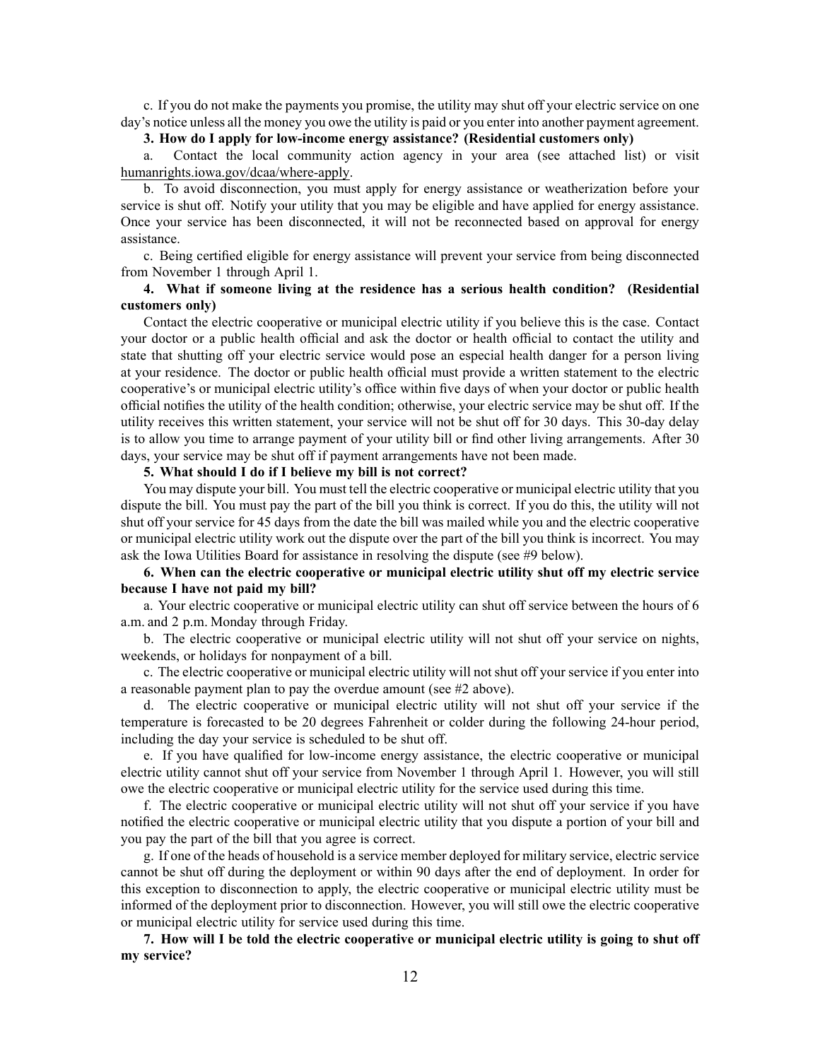c. If you do not make the payments you promise, the utility may shut off your electric service on one day's notice unless all the money you owe the utility is paid or you enter into another payment agreement.

**3. How do I apply for low-income energy assistance? (Residential customers only)**

a. Contact the local community action agency in your area (see attached list) or visit humanrights.iowa.gov/dcaa/where-apply.

b. To avoid disconnection, you must apply for energy assistance or weatherization before your service is shut off. Notify your utility that you may be eligible and have applied for energy assistance. Once your service has been disconnected, it will not be reconnected based on approval for energy assistance.

c. Being certified eligible for energy assistance will prevent your service from being disconnected from November 1 through April 1.

**4. What if someone living at the residence has a serious health condition? (Residential customers only)**

Contact the electric cooperative or municipal electric utility if you believe this is the case. Contact your doctor or a public health official and ask the doctor or health official to contact the utility and state that shutting off your electric service would pose an especial health danger for a person living at your residence. The doctor or public health official must provide a written statement to the electric cooperative's or municipal electric utility's office within five days of when your doctor or public health official notifies the utility of the health condition; otherwise, your electric service may be shut off. If the utility receives this written statement, your service will not be shut off for 30 days. This 30-day delay is to allow you time to arrange payment of your utility bill or find other living arrangements. After 30 days, your service may be shut off if payment arrangements have not been made.

**5. What should I do if I believe my bill is not correct?**

You may dispute your bill. You must tell the electric cooperative or municipal electric utility that you dispute the bill. You must pay the part of the bill you think is correct. If you do this, the utility will not shut off your service for 45 days from the date the bill was mailed while you and the electric cooperative or municipal electric utility work out the dispute over the part of the bill you think is incorrect. You may ask the Iowa Utilities Board for assistance in resolving the dispute (see #9 below).

**6. When can the electric cooperative or municipal electric utility shut off my electric service because I have not paid my bill?**

a. Your electric cooperative or municipal electric utility can shut off service between the hours of 6 a.m. and 2 p.m. Monday through Friday.

b. The electric cooperative or municipal electric utility will not shut off your service on nights, weekends, or holidays for nonpayment of a bill.

c. The electric cooperative or municipal electric utility will not shut off your service if you enter into a reasonable payment plan to pay the overdue amount (see #2 above).

d. The electric cooperative or municipal electric utility will not shut off your service if the temperature is forecasted to be 20 degrees Fahrenheit or colder during the following 24-hour period, including the day your service is scheduled to be shut off.

e. If you have qualified for low-income energy assistance, the electric cooperative or municipal electric utility cannot shut off your service from November 1 through April 1. However, you will still owe the electric cooperative or municipal electric utility for the service used during this time.

f. The electric cooperative or municipal electric utility will not shut off your service if you have notified the electric cooperative or municipal electric utility that you dispute a portion of your bill and you pay the part of the bill that you agree is correct.

g. If one of the heads of household is a service member deployed for military service, electric service cannot be shut off during the deployment or within 90 days after the end of deployment. In order for this exception to disconnection to apply, the electric cooperative or municipal electric utility must be informed of the deployment prior to disconnection. However, you will still owe the electric cooperative or municipal electric utility for service used during this time.

**7. How will I be told the electric cooperative or municipal electric utility is going to shut off my service?**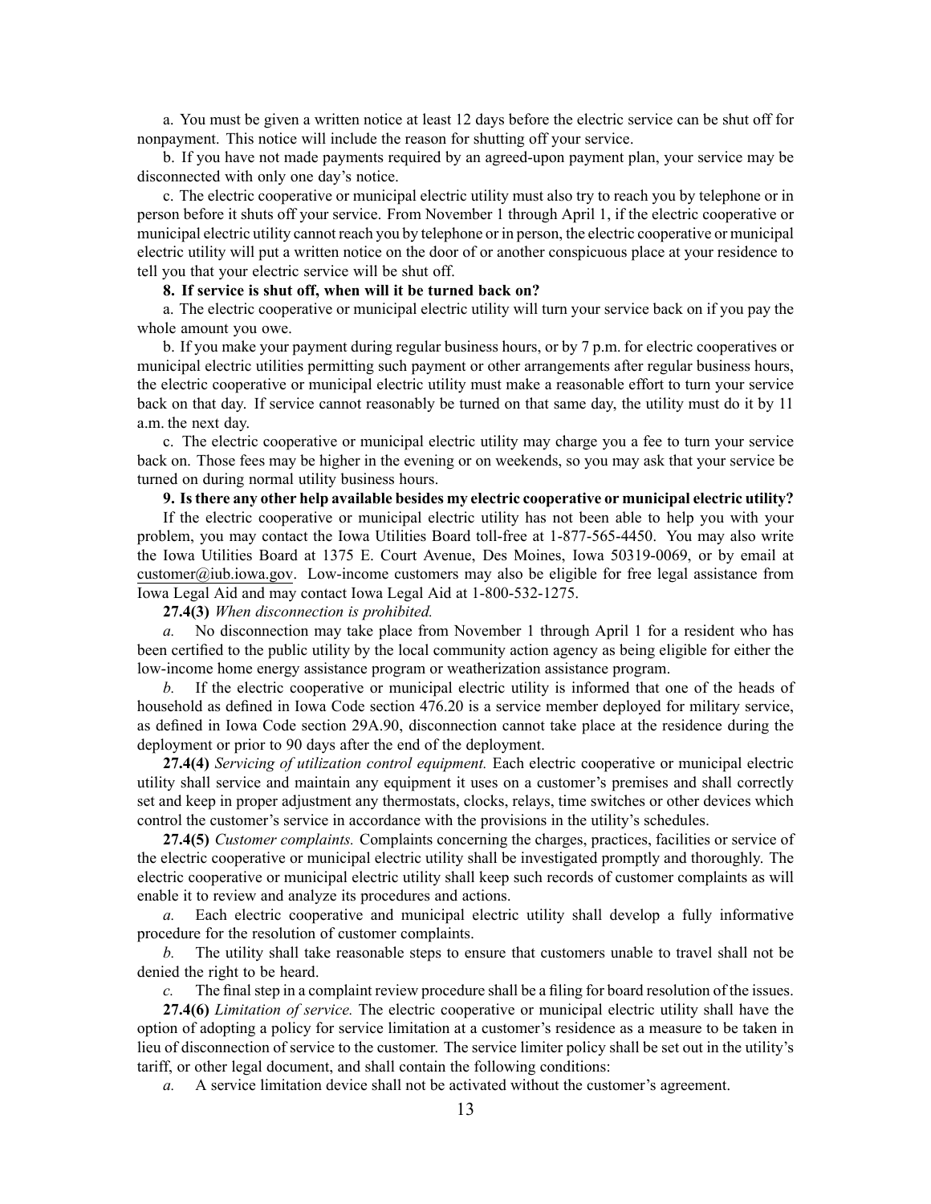a. You must be given a written notice at least 12 days before the electric service can be shut off for nonpayment. This notice will include the reason for shutting off your service.

b. If you have not made payments required by an agreed-upon payment plan, your service may be disconnected with only one day's notice.

c. The electric cooperative or municipal electric utility must also try to reach you by telephone or in person before it shuts off your service. From November 1 through April 1, if the electric cooperative or municipal electric utility cannot reach you by telephone or in person, the electric cooperative or municipal electric utility will put a written notice on the door of or another conspicuous place at your residence to tell you that your electric service will be shut off.

**8. If service is shut off, when will it be turned back on?**

a. The electric cooperative or municipal electric utility will turn your service back on if you pay the whole amount you owe.

b. If you make your payment during regular business hours, or by 7 p.m. for electric cooperatives or municipal electric utilities permitting such payment or other arrangements after regular business hours, the electric cooperative or municipal electric utility must make a reasonable effort to turn your service back on that day. If service cannot reasonably be turned on that same day, the utility must do it by 11 a.m. the next day.

c. The electric cooperative or municipal electric utility may charge you a fee to turn your service back on. Those fees may be higher in the evening or on weekends, so you may ask that your service be turned on during normal utility business hours.

**9. Is there any other help available besides my electric cooperative or municipal electric utility?**

If the electric cooperative or municipal electric utility has not been able to help you with your problem, you may contact the Iowa Utilities Board toll-free at 1-877-565-4450. You may also write the Iowa Utilities Board at 1375 E. Court Avenue, Des Moines, Iowa 50319-0069, or by email at customer@iub.iowa.gov. Low-income customers may also be eligible for free legal assistance from Iowa Legal Aid and may contact Iowa Legal Aid at 1-800-532-1275.

**27.4(3)** *When disconnection is prohibited.*

*a.* No disconnection may take place from November 1 through April 1 for a resident who has been certified to the public utility by the local community action agency as being eligible for either the low-income home energy assistance program or weatherization assistance program.

*b.* If the electric cooperative or municipal electric utility is informed that one of the heads of household as defined in Iowa Code section 476.20 is a service member deployed for military service, as defined in Iowa Code section 29A.90, disconnection cannot take place at the residence during the deployment or prior to 90 days after the end of the deployment.

**27.4(4)** *Servicing of utilization control equipment.* Each electric cooperative or municipal electric utility shall service and maintain any equipment it uses on a customer's premises and shall correctly set and keep in proper adjustment any thermostats, clocks, relays, time switches or other devices which control the customer's service in accordance with the provisions in the utility's schedules.

**27.4(5)** *Customer complaints.* Complaints concerning the charges, practices, facilities or service of the electric cooperative or municipal electric utility shall be investigated promptly and thoroughly. The electric cooperative or municipal electric utility shall keep such records of customer complaints as will enable it to review and analyze its procedures and actions.

*a.* Each electric cooperative and municipal electric utility shall develop a fully informative procedure for the resolution of customer complaints.

*b.* The utility shall take reasonable steps to ensure that customers unable to travel shall not be denied the right to be heard.

*c.* The final step in a complaint review procedure shall be a filing for board resolution of the issues.

**27.4(6)** *Limitation of service.* The electric cooperative or municipal electric utility shall have the option of adopting a policy for service limitation at a customer's residence as a measure to be taken in lieu of disconnection of service to the customer. The service limiter policy shall be set out in the utility's tariff, or other legal document, and shall contain the following conditions:

*a.* A service limitation device shall not be activated without the customer's agreement.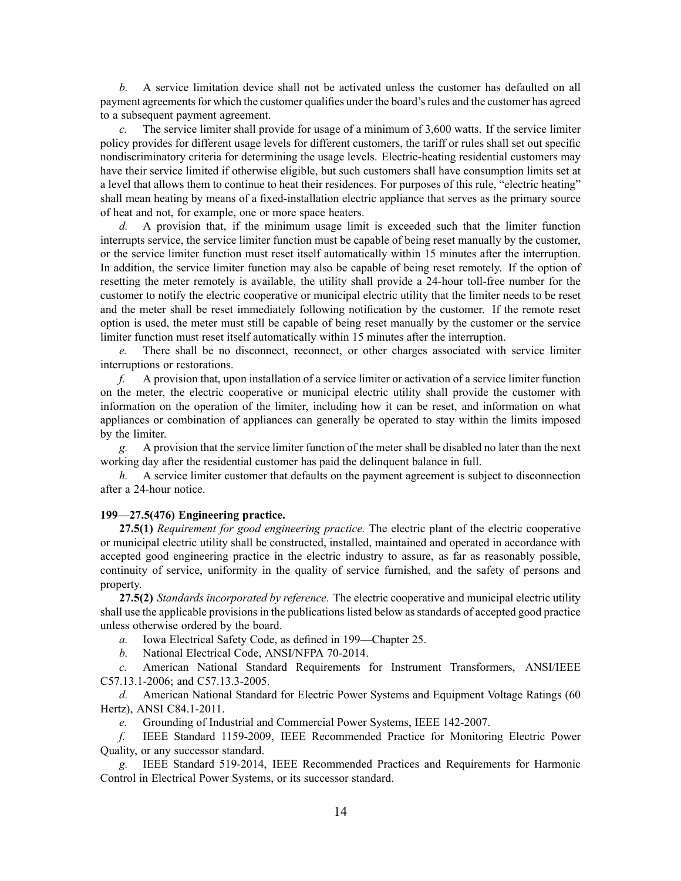*b.* A service limitation device shall not be activated unless the customer has defaulted on all payment agreements for which the customer qualifies under the board's rules and the customer has agreed to a subsequent payment agreement.

*c.* The service limiter shall provide for usage of a minimum of 3,600 watts. If the service limiter policy provides for different usage levels for different customers, the tariff or rules shall set out specific nondiscriminatory criteria for determining the usage levels. Electric-heating residential customers may have their service limited if otherwise eligible, but such customers shall have consumption limits set at a level that allows them to continue to heat their residences. For purposes of this rule, "electric heating" shall mean heating by means of a fixed-installation electric appliance that serves as the primary source of heat and not, for example, one or more space heaters.

*d.* A provision that, if the minimum usage limit is exceeded such that the limiter function interrupts service, the service limiter function must be capable of being reset manually by the customer, or the service limiter function must reset itself automatically within 15 minutes after the interruption. In addition, the service limiter function may also be capable of being reset remotely. If the option of resetting the meter remotely is available, the utility shall provide a 24-hour toll-free number for the customer to notify the electric cooperative or municipal electric utility that the limiter needs to be reset and the meter shall be reset immediately following notification by the customer. If the remote reset option is used, the meter must still be capable of being reset manually by the customer or the service limiter function must reset itself automatically within 15 minutes after the interruption.

*e.* There shall be no disconnect, reconnect, or other charges associated with service limiter interruptions or restorations.

*f.* A provision that, upon installation of a service limiter or activation of a service limiter function on the meter, the electric cooperative or municipal electric utility shall provide the customer with information on the operation of the limiter, including how it can be reset, and information on what appliances or combination of appliances can generally be operated to stay within the limits imposed by the limiter.

*g.* A provision that the service limiter function of the meter shall be disabled no later than the next working day after the residential customer has paid the delinquent balance in full.

*h.* A service limiter customer that defaults on the payment agreement is subject to disconnection after a 24-hour notice.

**199—27.5(476) Engineering practice.**

**27.5(1)** *Requirement for good engineering practice.* The electric plant of the electric cooperative or municipal electric utility shall be constructed, installed, maintained and operated in accordance with accepted good engineering practice in the electric industry to assure, as far as reasonably possible, continuity of service, uniformity in the quality of service furnished, and the safety of persons and property.

**27.5(2)** *Standards incorporated by reference.* The electric cooperative and municipal electric utility shall use the applicable provisions in the publications listed below as standards of accepted good practice unless otherwise ordered by the board.

*a.* Iowa Electrical Safety Code, as defined in 199—Chapter 25.

*b.* National Electrical Code, ANSI/NFPA 70-2014.

*c.* American National Standard Requirements for Instrument Transformers, ANSI/IEEE C57.13.1-2006; and C57.13.3-2005.

*d.* American National Standard for Electric Power Systems and Equipment Voltage Ratings (60 Hertz), ANSI C84.1-2011.

*e.* Grounding of Industrial and Commercial Power Systems, IEEE 142-2007.

*f.* IEEE Standard 1159-2009, IEEE Recommended Practice for Monitoring Electric Power Quality, or any successor standard.

*g.* IEEE Standard 519-2014, IEEE Recommended Practices and Requirements for Harmonic Control in Electrical Power Systems, or its successor standard.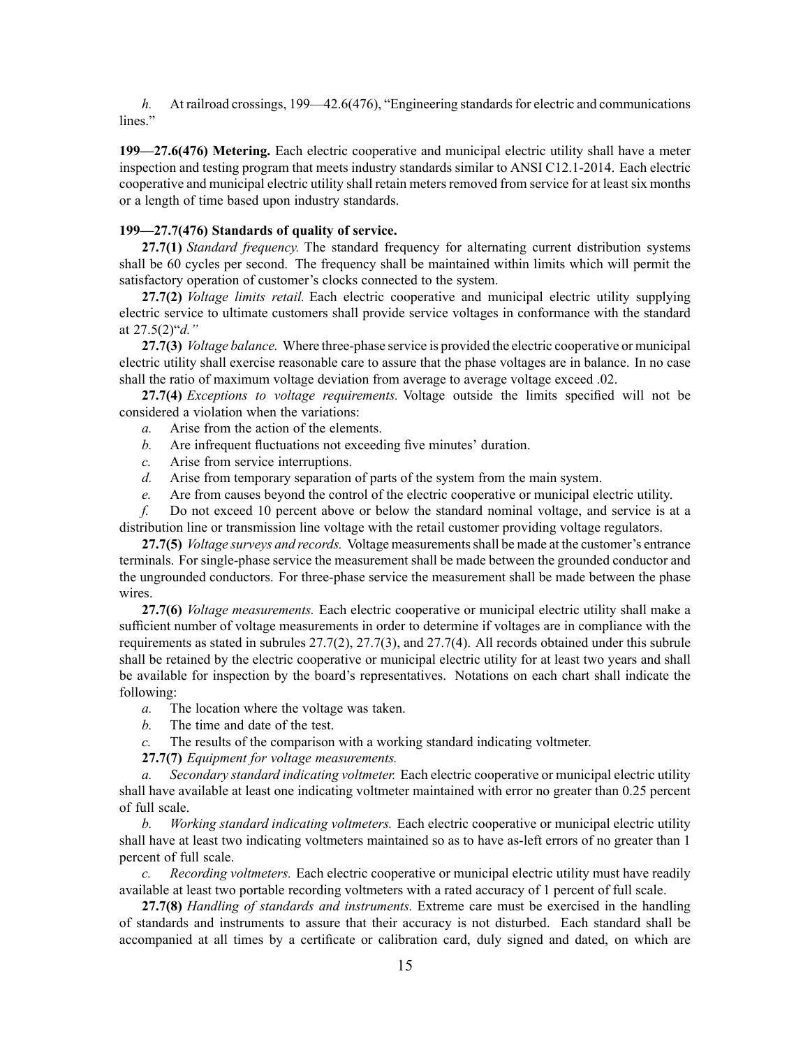*h.* At railroad crossings, 199—42.6(476), "Engineering standards for electric and communications lines."

**199—27.6(476) Metering.** Each electric cooperative and municipal electric utility shall have a meter inspection and testing program that meets industry standards similar to ANSI C12.1-2014. Each electric cooperative and municipal electric utility shall retain meters removed from service for at least six months or a length of time based upon industry standards.

**199—27.7(476) Standards of quality of service.**

**27.7(1)** *Standard frequency.* The standard frequency for alternating current distribution systems shall be 60 cycles per second. The frequency shall be maintained within limits which will permit the satisfactory operation of customer's clocks connected to the system.

**27.7(2)** *Voltage limits retail.* Each electric cooperative and municipal electric utility supplying electric service to ultimate customers shall provide service voltages in conformance with the standard at 27.5(2)"*d.*"

**27.7(3)** *Voltage balance.* Where three-phase service is provided the electric cooperative or municipal electric utility shall exercise reasonable care to assure that the phase voltages are in balance. In no case shall the ratio of maximum voltage deviation from average to average voltage exceed .02.

**27.7(4)** *Exceptions to voltage requirements.* Voltage outside the limits specified will not be considered a violation when the variations:

*a.* Arise from the action of the elements.

*b.* Are infrequent fluctuations not exceeding five minutes' duration.

*c.* Arise from service interruptions.

*d.* Arise from temporary separation of parts of the system from the main system.

*e.* Are from causes beyond the control of the electric cooperative or municipal electric utility.

*f.* Do not exceed 10 percent above or below the standard nominal voltage, and service is at a distribution line or transmission line voltage with the retail customer providing voltage regulators.

**27.7(5)** *Voltage surveys and records.* Voltage measurements shall be made at the customer's entrance terminals. For single-phase service the measurement shall be made between the grounded conductor and the ungrounded conductors. For three-phase service the measurement shall be made between the phase wires.

**27.7(6)** *Voltage measurements.* Each electric cooperative or municipal electric utility shall make a sufficient number of voltage measurements in order to determine if voltages are in compliance with the requirements as stated in subrules 27.7(2), 27.7(3), and 27.7(4). All records obtained under this subrule shall be retained by the electric cooperative or municipal electric utility for at least two years and shall be available for inspection by the board's representatives. Notations on each chart shall indicate the following:

*a.* The location where the voltage was taken.

*b.* The time and date of the test.

*c.* The results of the comparison with a working standard indicating voltmeter.

**27.7(7)** *Equipment for voltage measurements.*

*a. Secondary standard indicating voltmeter.* Each electric cooperative or municipal electric utility shall have available at least one indicating voltmeter maintained with error no greater than 0.25 percent of full scale.

*b. Working standard indicating voltmeters.* Each electric cooperative or municipal electric utility shall have at least two indicating voltmeters maintained so as to have as-left errors of no greater than 1 percent of full scale.

*c. Recording voltmeters.* Each electric cooperative or municipal electric utility must have readily available at least two portable recording voltmeters with a rated accuracy of 1 percent of full scale.

**27.7(8)** *Handling of standards and instruments.* Extreme care must be exercised in the handling of standards and instruments to assure that their accuracy is not disturbed. Each standard shall be accompanied at all times by a certificate or calibration card, duly signed and dated, on which are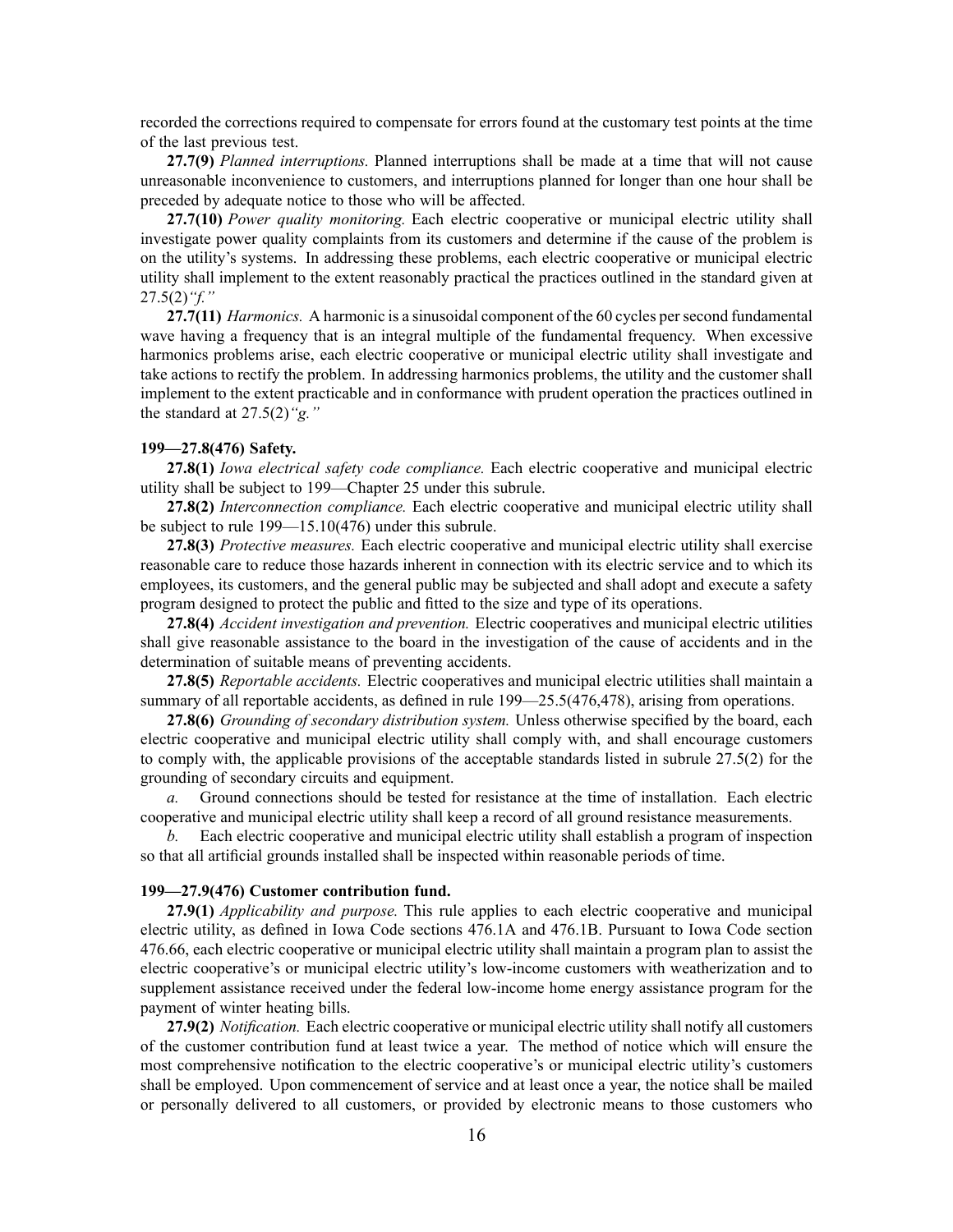recorded the corrections required to compensate for errors found at the customary test points at the time of the last previous test.

**27.7(9)** *Planned interruptions.* Planned interruptions shall be made at a time that will not cause unreasonable inconvenience to customers, and interruptions planned for longer than one hour shall be preceded by adequate notice to those who will be affected.

**27.7(10)** *Power quality monitoring.* Each electric cooperative or municipal electric utility shall investigate power quality complaints from its customers and determine if the cause of the problem is on the utility's systems. In addressing these problems, each electric cooperative or municipal electric utility shall implement to the extent reasonably practical the practices outlined in the standard given at 27.5(2)*"f."*

**27.7(11)** *Harmonics.* A harmonic is a sinusoidal component of the 60 cycles per second fundamental wave having a frequency that is an integral multiple of the fundamental frequency. When excessive harmonics problems arise, each electric cooperative or municipal electric utility shall investigate and take actions to rectify the problem. In addressing harmonics problems, the utility and the customer shall implement to the extent practicable and in conformance with prudent operation the practices outlined in the standard at 27.5(2)*"g."*

**199—27.8(476) Safety.**

**27.8(1)** *Iowa electrical safety code compliance.* Each electric cooperative and municipal electric utility shall be subject to 199—Chapter 25 under this subrule.

**27.8(2)** *Interconnection compliance.* Each electric cooperative and municipal electric utility shall be subject to rule 199—15.10(476) under this subrule.

**27.8(3)** *Protective measures.* Each electric cooperative and municipal electric utility shall exercise reasonable care to reduce those hazards inherent in connection with its electric service and to which its employees, its customers, and the general public may be subjected and shall adopt and execute a safety program designed to protect the public and fitted to the size and type of its operations.

**27.8(4)** *Accident investigation and prevention.* Electric cooperatives and municipal electric utilities shall give reasonable assistance to the board in the investigation of the cause of accidents and in the determination of suitable means of preventing accidents.

**27.8(5)** *Reportable accidents.* Electric cooperatives and municipal electric utilities shall maintain a summary of all reportable accidents, as defined in rule 199—25.5(476,478), arising from operations.

**27.8(6)** *Grounding of secondary distribution system.* Unless otherwise specified by the board, each electric cooperative and municipal electric utility shall comply with, and shall encourage customers to comply with, the applicable provisions of the acceptable standards listed in subrule 27.5(2) for the grounding of secondary circuits and equipment.

*a.* Ground connections should be tested for resistance at the time of installation. Each electric cooperative and municipal electric utility shall keep a record of all ground resistance measurements.

*b.* Each electric cooperative and municipal electric utility shall establish a program of inspection so that all artificial grounds installed shall be inspected within reasonable periods of time.

**199—27.9(476) Customer contribution fund.**

**27.9(1)** *Applicability and purpose.* This rule applies to each electric cooperative and municipal electric utility, as defined in Iowa Code sections 476.1A and 476.1B. Pursuant to Iowa Code section 476.66, each electric cooperative or municipal electric utility shall maintain a program plan to assist the electric cooperative's or municipal electric utility's low-income customers with weatherization and to supplement assistance received under the federal low-income home energy assistance program for the payment of winter heating bills.

**27.9(2)** *Notification.* Each electric cooperative or municipal electric utility shall notify all customers of the customer contribution fund at least twice a year. The method of notice which will ensure the most comprehensive notification to the electric cooperative's or municipal electric utility's customers shall be employed. Upon commencement of service and at least once a year, the notice shall be mailed or personally delivered to all customers, or provided by electronic means to those customers who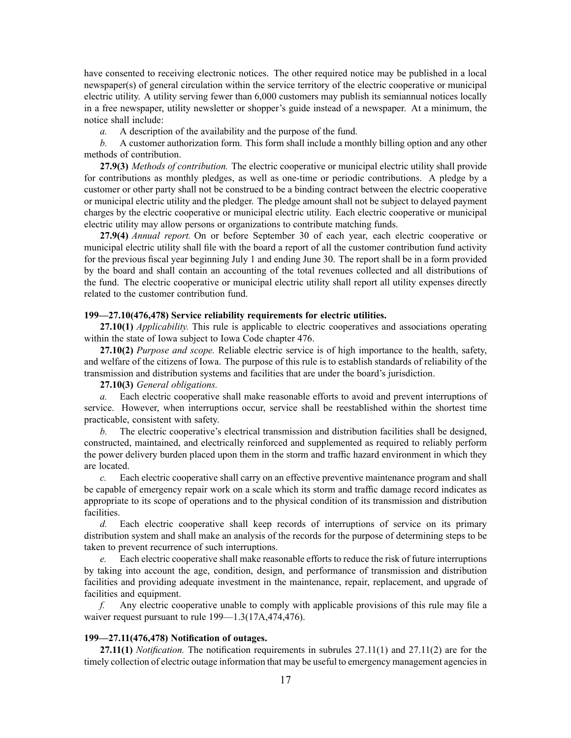have consented to receiving electronic notices. The other required notice may be published in a local newspaper(s) of general circulation within the service territory of the electric cooperative or municipal electric utility. A utility serving fewer than 6,000 customers may publish its semiannual notices locally in a free newspaper, utility newsletter or shopper's guide instead of a newspaper. At a minimum, the notice shall include:

*a.* A description of the availability and the purpose of the fund.

*b.* A customer authorization form. This form shall include a monthly billing option and any other methods of contribution.

**27.9(3)** *Methods of contribution.* The electric cooperative or municipal electric utility shall provide for contributions as monthly pledges, as well as one-time or periodic contributions. A pledge by a customer or other party shall not be construed to be a binding contract between the electric cooperative or municipal electric utility and the pledger. The pledge amount shall not be subject to delayed payment charges by the electric cooperative or municipal electric utility. Each electric cooperative or municipal electric utility may allow persons or organizations to contribute matching funds.

**27.9(4)** *Annual report.* On or before September 30 of each year, each electric cooperative or municipal electric utility shall file with the board a report of all the customer contribution fund activity for the previous fiscal year beginning July 1 and ending June 30. The report shall be in a form provided by the board and shall contain an accounting of the total revenues collected and all distributions of the fund. The electric cooperative or municipal electric utility shall report all utility expenses directly related to the customer contribution fund.

**199—27.10(476,478) Service reliability requirements for electric utilities.**

**27.10(1)** *Applicability.* This rule is applicable to electric cooperatives and associations operating within the state of Iowa subject to Iowa Code chapter 476.

**27.10(2)** *Purpose and scope.* Reliable electric service is of high importance to the health, safety, and welfare of the citizens of Iowa. The purpose of this rule is to establish standards of reliability of the transmission and distribution systems and facilities that are under the board's jurisdiction.

**27.10(3)** *General obligations.*

*a.* Each electric cooperative shall make reasonable efforts to avoid and prevent interruptions of service. However, when interruptions occur, service shall be reestablished within the shortest time practicable, consistent with safety.

*b.* The electric cooperative's electrical transmission and distribution facilities shall be designed, constructed, maintained, and electrically reinforced and supplemented as required to reliably perform the power delivery burden placed upon them in the storm and traffic hazard environment in which they are located.

*c.* Each electric cooperative shall carry on an effective preventive maintenance program and shall be capable of emergency repair work on a scale which its storm and traffic damage record indicates as appropriate to its scope of operations and to the physical condition of its transmission and distribution facilities.

*d.* Each electric cooperative shall keep records of interruptions of service on its primary distribution system and shall make an analysis of the records for the purpose of determining steps to be taken to prevent recurrence of such interruptions.

*e.* Each electric cooperative shall make reasonable efforts to reduce the risk of future interruptions by taking into account the age, condition, design, and performance of transmission and distribution facilities and providing adequate investment in the maintenance, repair, replacement, and upgrade of facilities and equipment.

*f.* Any electric cooperative unable to comply with applicable provisions of this rule may file a waiver request pursuant to rule 199—1.3(17A,474,476).

**199—27.11(476,478) Notification of outages.**

**27.11(1)** *Notification.* The notification requirements in subrules 27.11(1) and 27.11(2) are for the timely collection of electric outage information that may be useful to emergency management agencies in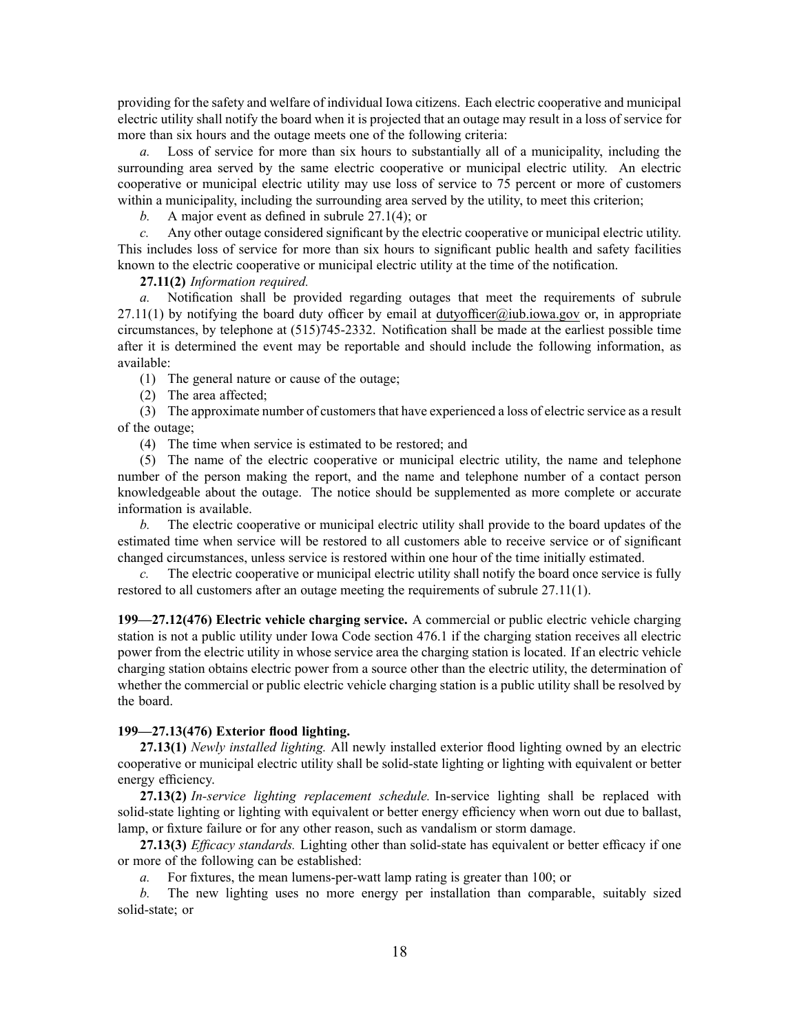providing for the safety and welfare of individual Iowa citizens. Each electric cooperative and municipal electric utility shall notify the board when it is projected that an outage may result in a loss of service for more than six hours and the outage meets one of the following criteria:

*a.* Loss of service for more than six hours to substantially all of a municipality, including the surrounding area served by the same electric cooperative or municipal electric utility. An electric cooperative or municipal electric utility may use loss of service to 75 percent or more of customers within a municipality, including the surrounding area served by the utility, to meet this criterion;

*b.* A major event as defined in subrule 27.1(4); or

*c.* Any other outage considered significant by the electric cooperative or municipal electric utility. This includes loss of service for more than six hours to significant public health and safety facilities known to the electric cooperative or municipal electric utility at the time of the notification.

**27.11(2)** *Information required.*

*a.* Notification shall be provided regarding outages that meet the requirements of subrule 27.11(1) by notifying the board duty officer by email at dutyofficer@iub.iowa.gov or, in appropriate circumstances, by telephone at (515)745-2332. Notification shall be made at the earliest possible time after it is determined the event may be reportable and should include the following information, as available:

(1) The general nature or cause of the outage;

(2) The area affected;

(3) The approximate number of customers that have experienced a loss of electric service as a result of the outage;

(4) The time when service is estimated to be restored; and

(5) The name of the electric cooperative or municipal electric utility, the name and telephone number of the person making the report, and the name and telephone number of a contact person knowledgeable about the outage. The notice should be supplemented as more complete or accurate information is available.

*b.* The electric cooperative or municipal electric utility shall provide to the board updates of the estimated time when service will be restored to all customers able to receive service or of significant changed circumstances, unless service is restored within one hour of the time initially estimated.

*c.* The electric cooperative or municipal electric utility shall notify the board once service is fully restored to all customers after an outage meeting the requirements of subrule 27.11(1).

**199—27.12(476) Electric vehicle charging service.** A commercial or public electric vehicle charging station is not a public utility under Iowa Code section 476.1 if the charging station receives all electric power from the electric utility in whose service area the charging station is located. If an electric vehicle charging station obtains electric power from a source other than the electric utility, the determination of whether the commercial or public electric vehicle charging station is a public utility shall be resolved by the board.

**199—27.13(476) Exterior flood lighting.**

**27.13(1)** *Newly installed lighting.* All newly installed exterior flood lighting owned by an electric cooperative or municipal electric utility shall be solid-state lighting or lighting with equivalent or better energy efficiency.

**27.13(2)** *In-service lighting replacement schedule.* In-service lighting shall be replaced with solid-state lighting or lighting with equivalent or better energy efficiency when worn out due to ballast, lamp, or fixture failure or for any other reason, such as vandalism or storm damage.

**27.13(3)** *Efficacy standards.* Lighting other than solid-state has equivalent or better efficacy if one or more of the following can be established:

*a.* For fixtures, the mean lumens-per-watt lamp rating is greater than 100; or

*b.* The new lighting uses no more energy per installation than comparable, suitably sized solid-state; or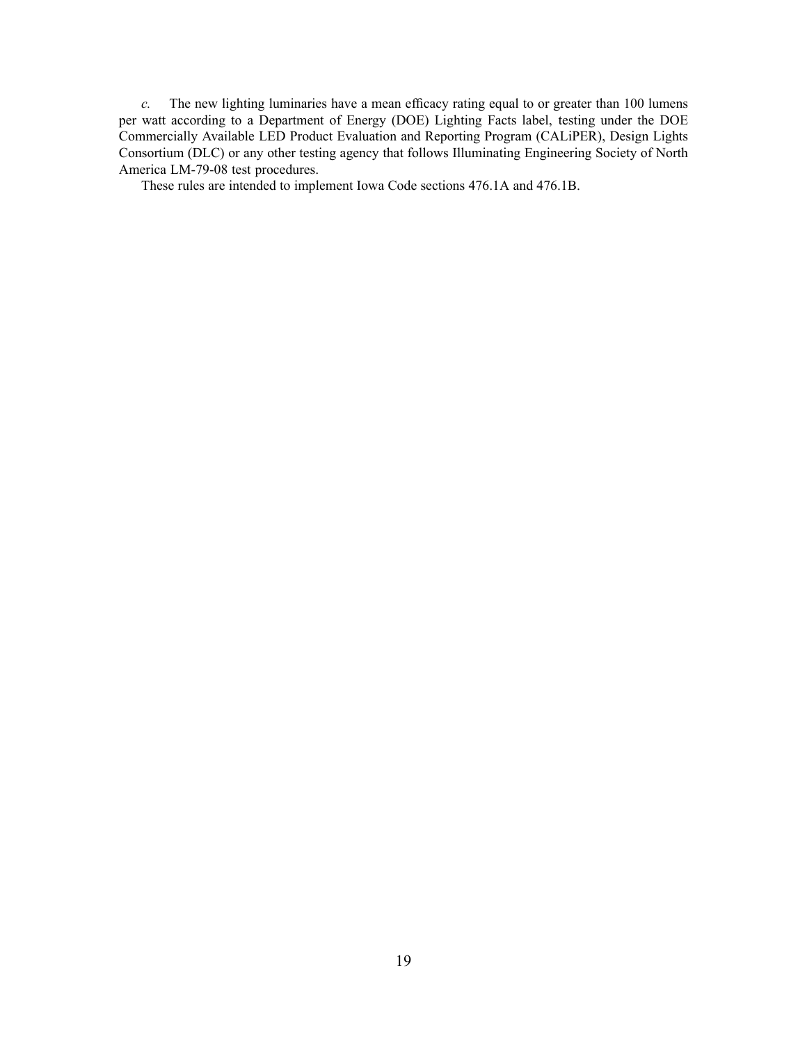*c.* The new lighting luminaries have a mean efficacy rating equal to or greater than 100 lumens per watt according to a Department of Energy (DOE) Lighting Facts label, testing under the DOE Commercially Available LED Product Evaluation and Reporting Program (CALiPER), Design Lights Consortium (DLC) or any other testing agency that follows Illuminating Engineering Society of North America LM-79-08 test procedures.

These rules are intended to implement Iowa Code sections 476.1A and 476.1B.